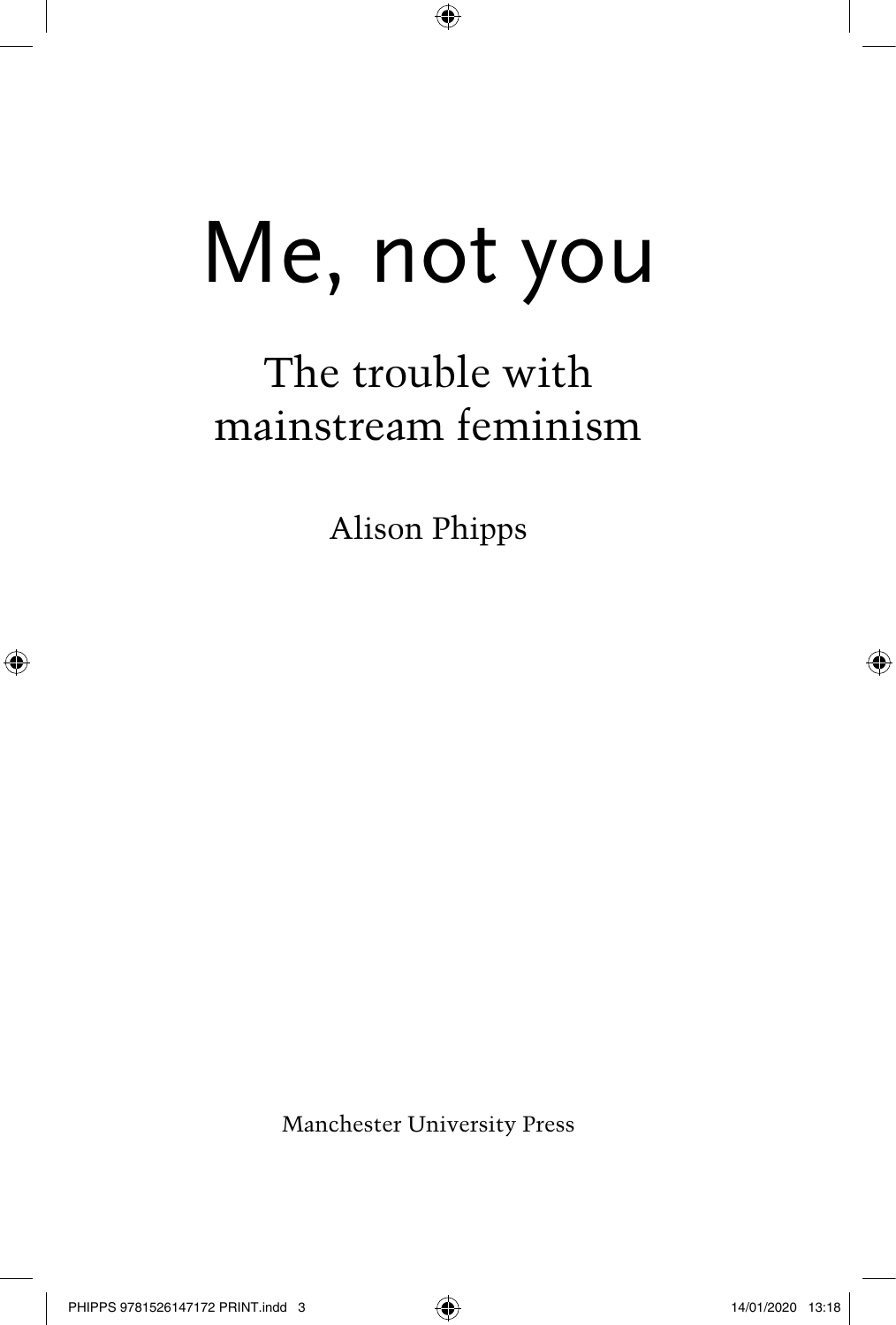# Me, not you

## The trouble with mainstream feminism

Alison Phipps

Manchester University Press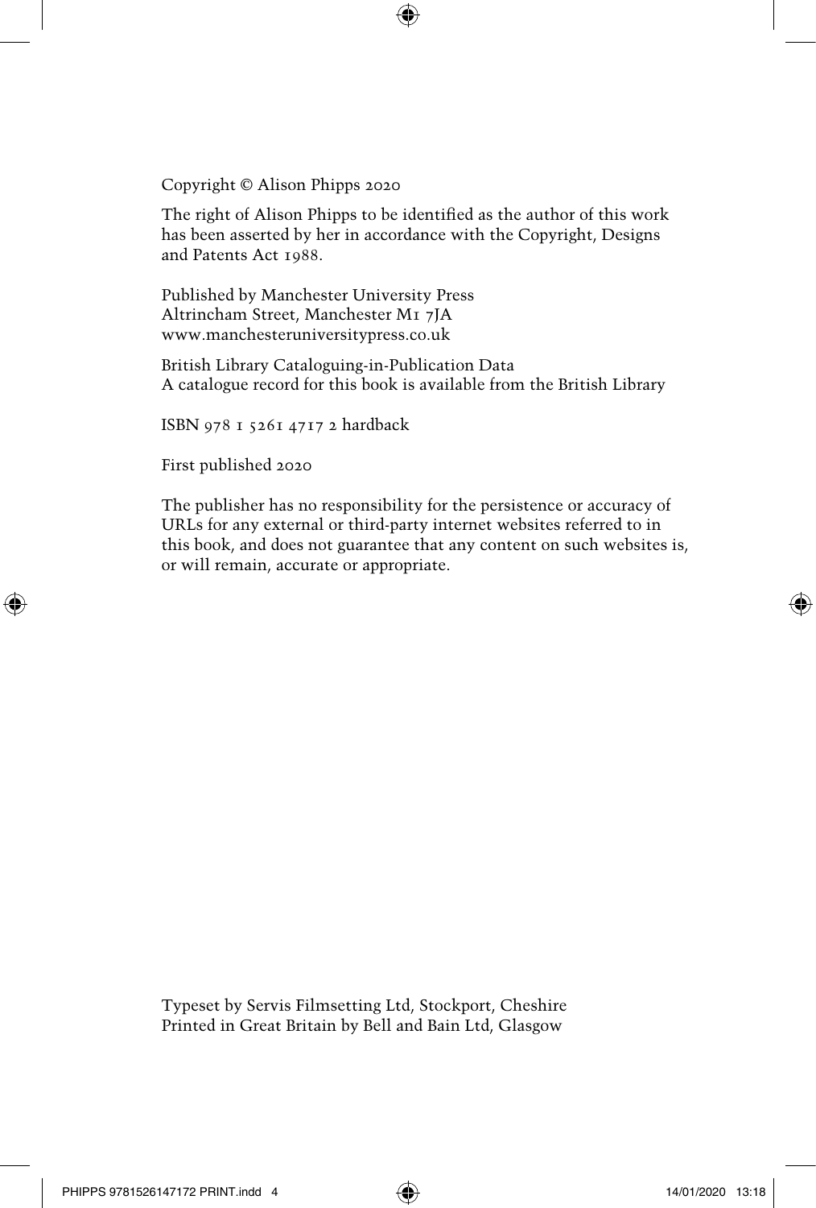Copyright © Alison Phipps 2020

The right of Alison Phipps to be identified as the author of this work has been asserted by her in accordance with the Copyright, Designs and Patents Act 1988.

Published by Manchester University Press
Altrincham Street, Manchester M1 7JA
www.manchesteruniversitypress.co.uk

British Library Cataloguing-in-Publication Data
A catalogue record for this book is available from the British Library

ISBN 978 1 5261 4717 2 hardback

First published 2020

The publisher has no responsibility for the persistence or accuracy of URLs for any external or third-party internet websites referred to in this book, and does not guarantee that any content on such websites is, or will remain, accurate or appropriate.

Typeset by Servis Filmsetting Ltd, Stockport, Cheshire
Printed in Great Britain by Bell and Bain Ltd, Glasgow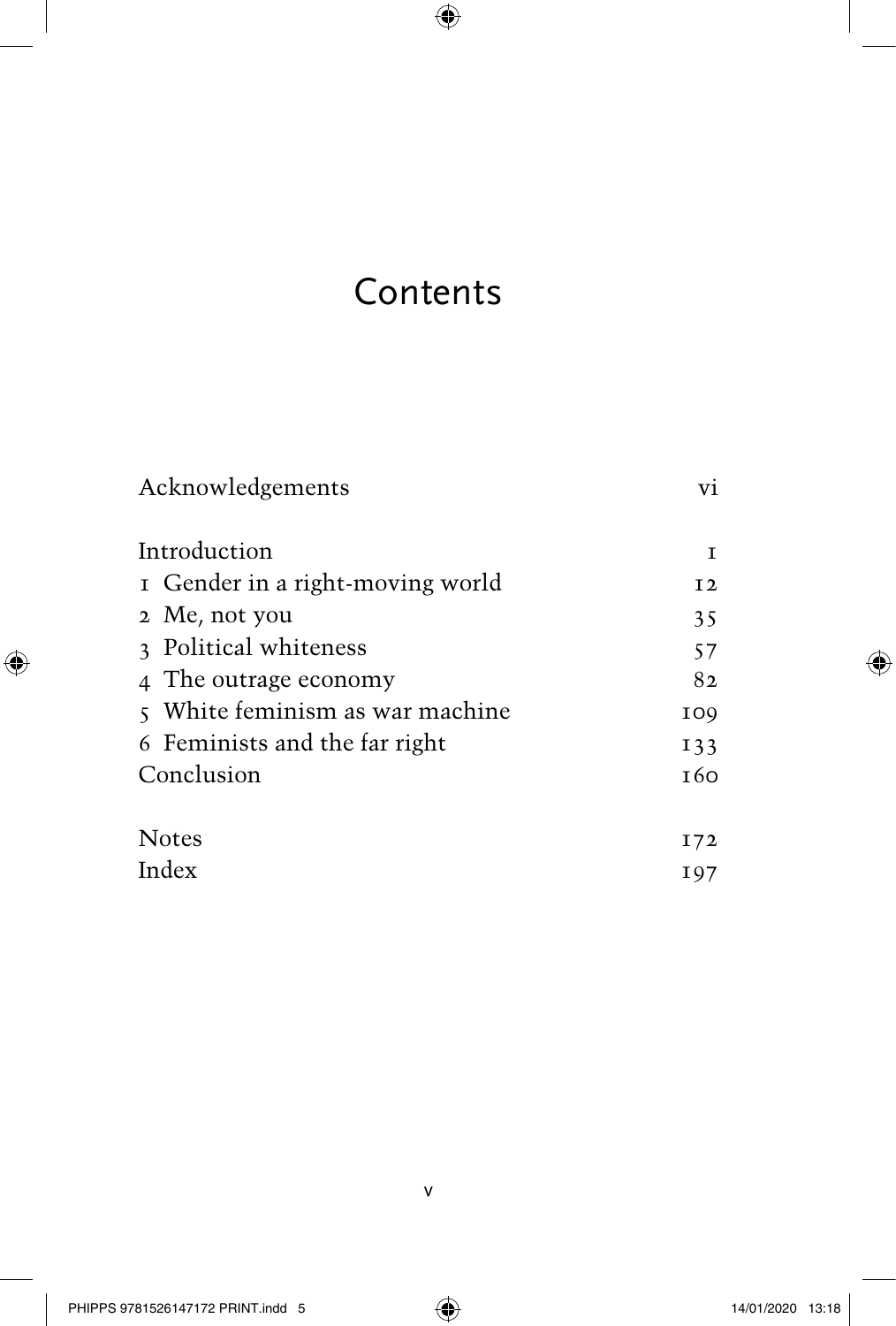# Contents

| | |
|---|---|
| Acknowledgements | vi |
| Introduction | 1 |
| 1 Gender in a right-moving world | 12 |
| 2 Me, not you | 35 |
| 3 Political whiteness | 57 |
| 4 The outrage economy | 82 |
| 5 White feminism as war machine | 109 |
| 6 Feminists and the far right | 133 |
| Conclusion | 160 |
| Notes | 172 |
| Index | 197 |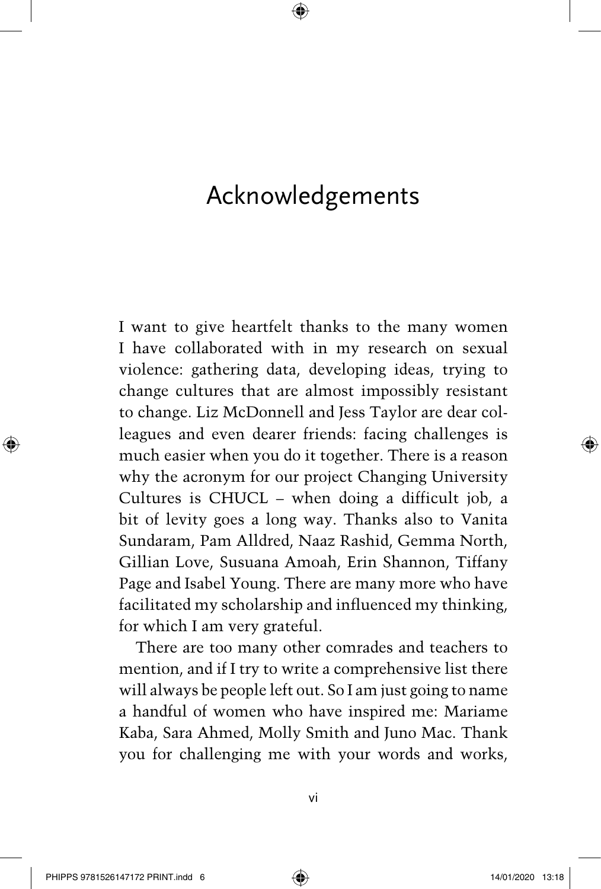# Acknowledgements

I want to give heartfelt thanks to the many women I have collaborated with in my research on sexual violence: gathering data, developing ideas, trying to change cultures that are almost impossibly resistant to change. Liz McDonnell and Jess Taylor are dear colleagues and even dearer friends: facing challenges is much easier when you do it together. There is a reason why the acronym for our project Changing University Cultures is CHUCL – when doing a difficult job, a bit of levity goes a long way. Thanks also to Vanita Sundaram, Pam Alldred, Naaz Rashid, Gemma North, Gillian Love, Susuana Amoah, Erin Shannon, Tiffany Page and Isabel Young. There are many more who have facilitated my scholarship and influenced my thinking, for which I am very grateful.

There are too many other comrades and teachers to mention, and if I try to write a comprehensive list there will always be people left out. So I am just going to name a handful of women who have inspired me: Mariame Kaba, Sara Ahmed, Molly Smith and Juno Mac. Thank you for challenging me with your words and works,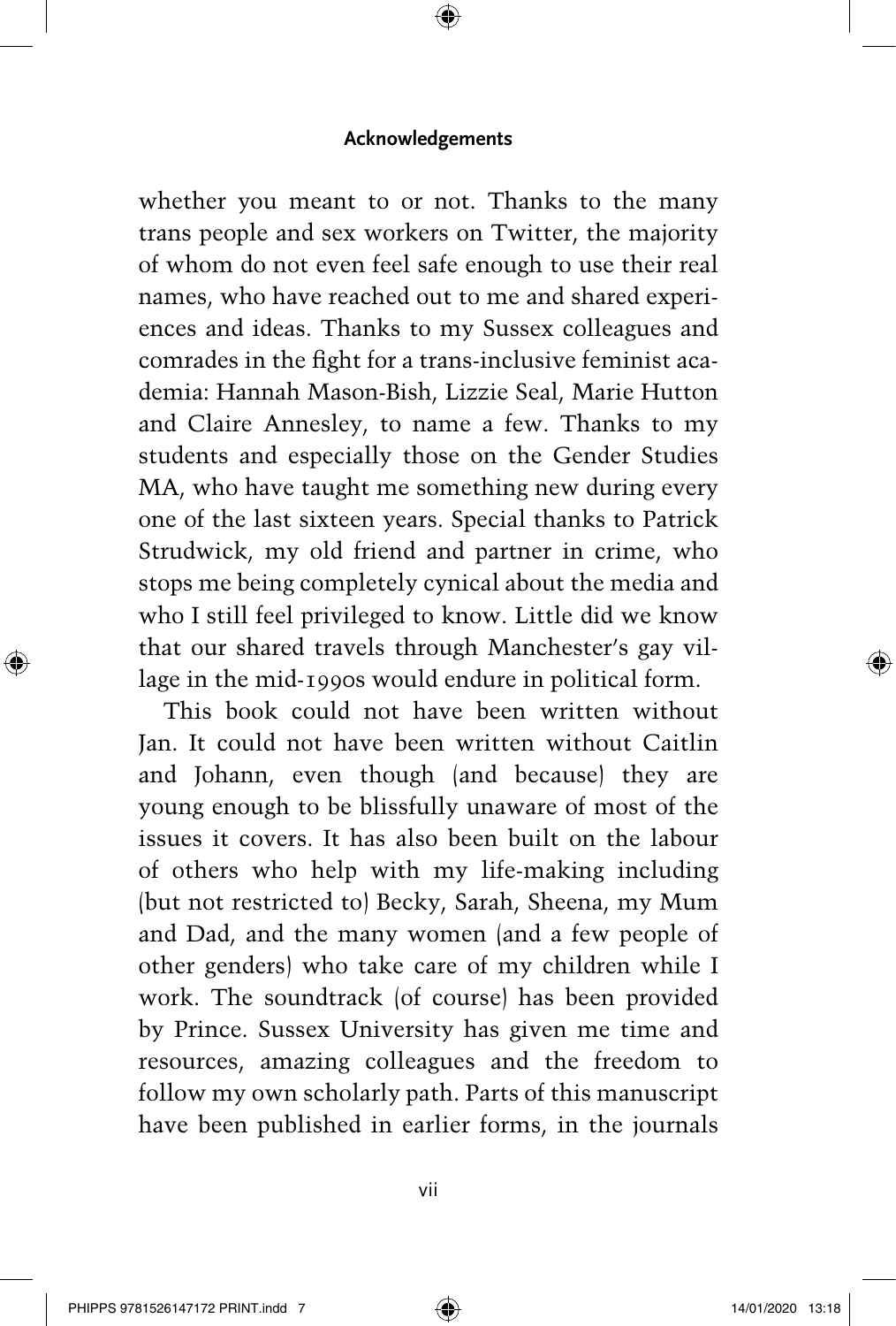whether you meant to or not. Thanks to the many trans people and sex workers on Twitter, the majority of whom do not even feel safe enough to use their real names, who have reached out to me and shared experiences and ideas. Thanks to my Sussex colleagues and comrades in the fight for a trans-inclusive feminist academia: Hannah Mason-Bish, Lizzie Seal, Marie Hutton and Claire Annesley, to name a few. Thanks to my students and especially those on the Gender Studies MA, who have taught me something new during every one of the last sixteen years. Special thanks to Patrick Strudwick, my old friend and partner in crime, who stops me being completely cynical about the media and who I still feel privileged to know. Little did we know that our shared travels through Manchester's gay village in the mid-1990s would endure in political form.

This book could not have been written without Jan. It could not have been written without Caitlin and Johann, even though (and because) they are young enough to be blissfully unaware of most of the issues it covers. It has also been built on the labour of others who help with my life-making including (but not restricted to) Becky, Sarah, Sheena, my Mum and Dad, and the many women (and a few people of other genders) who take care of my children while I work. The soundtrack (of course) has been provided by Prince. Sussex University has given me time and resources, amazing colleagues and the freedom to follow my own scholarly path. Parts of this manuscript have been published in earlier forms, in the journals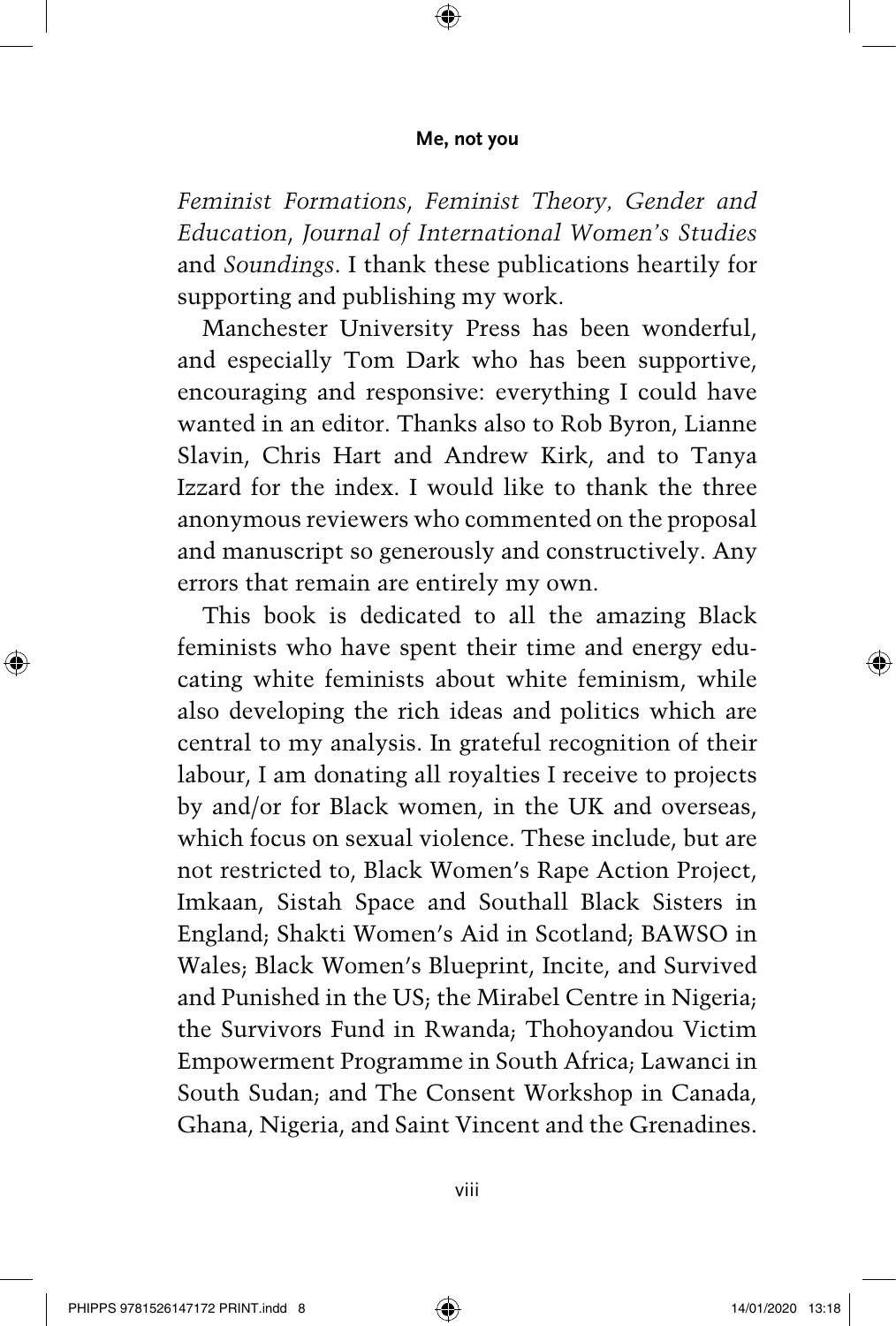*Feminist Formations*, *Feminist Theory*, *Gender and Education*, *Journal of International Women's Studies* and *Soundings*. I thank these publications heartily for supporting and publishing my work.

Manchester University Press has been wonderful, and especially Tom Dark who has been supportive, encouraging and responsive: everything I could have wanted in an editor. Thanks also to Rob Byron, Lianne Slavin, Chris Hart and Andrew Kirk, and to Tanya Izzard for the index. I would like to thank the three anonymous reviewers who commented on the proposal and manuscript so generously and constructively. Any errors that remain are entirely my own.

This book is dedicated to all the amazing Black feminists who have spent their time and energy educating white feminists about white feminism, while also developing the rich ideas and politics which are central to my analysis. In grateful recognition of their labour, I am donating all royalties I receive to projects by and/or for Black women, in the UK and overseas, which focus on sexual violence. These include, but are not restricted to, Black Women's Rape Action Project, Imkaan, Sistah Space and Southall Black Sisters in England; Shakti Women's Aid in Scotland; BAWSO in Wales; Black Women's Blueprint, Incite, and Survived and Punished in the US; the Mirabel Centre in Nigeria; the Survivors Fund in Rwanda; Thohoyandou Victim Empowerment Programme in South Africa; Lawanci in South Sudan; and The Consent Workshop in Canada, Ghana, Nigeria, and Saint Vincent and the Grenadines.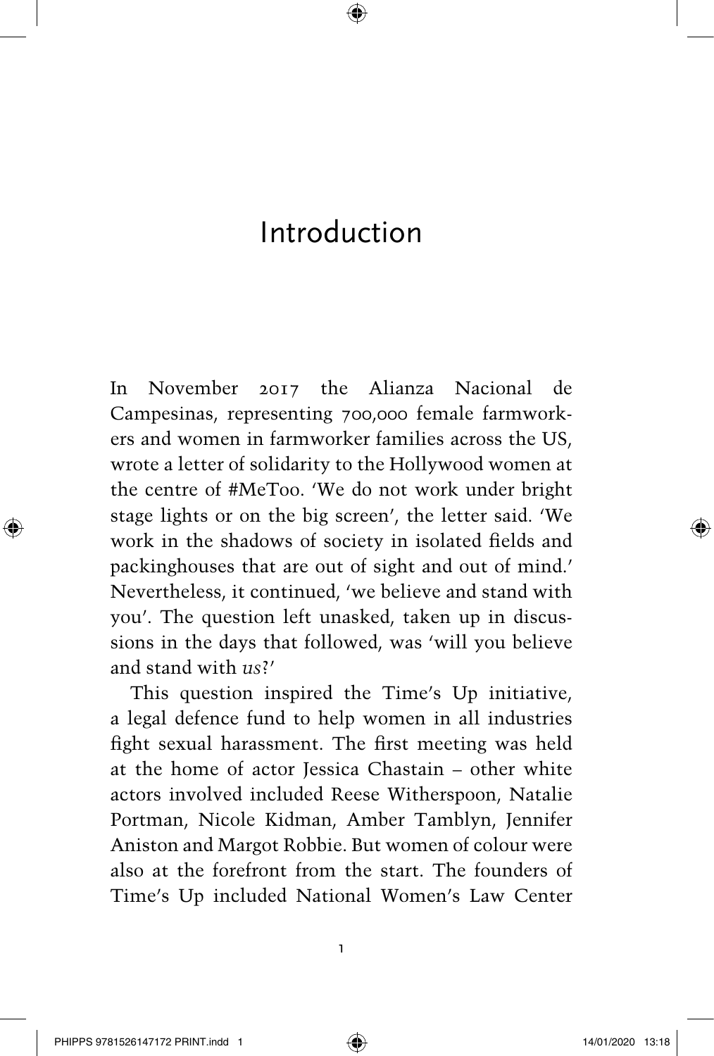# Introduction

In November 2017 the Alianza Nacional de Campesinas, representing 700,000 female farmworkers and women in farmworker families across the US, wrote a letter of solidarity to the Hollywood women at the centre of #MeToo. 'We do not work under bright stage lights or on the big screen', the letter said. 'We work in the shadows of society in isolated fields and packinghouses that are out of sight and out of mind.' Nevertheless, it continued, 'we believe and stand with you'. The question left unasked, taken up in discussions in the days that followed, was 'will you believe and stand with *us*?'

This question inspired the Time's Up initiative, a legal defence fund to help women in all industries fight sexual harassment. The first meeting was held at the home of actor Jessica Chastain – other white actors involved included Reese Witherspoon, Natalie Portman, Nicole Kidman, Amber Tamblyn, Jennifer Aniston and Margot Robbie. But women of colour were also at the forefront from the start. The founders of Time's Up included National Women's Law Center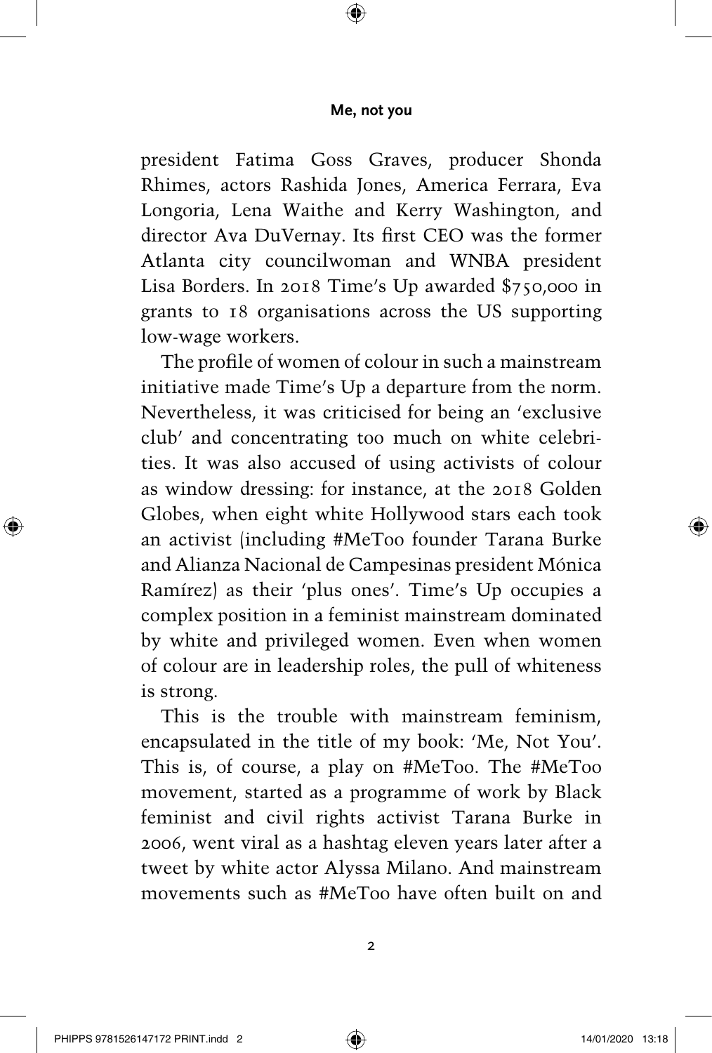president Fatima Goss Graves, producer Shonda Rhimes, actors Rashida Jones, America Ferrara, Eva Longoria, Lena Waithe and Kerry Washington, and director Ava DuVernay. Its first CEO was the former Atlanta city councilwoman and WNBA president Lisa Borders. In 2018 Time's Up awarded $750,000 in grants to 18 organisations across the US supporting low-wage workers.

The profile of women of colour in such a mainstream initiative made Time's Up a departure from the norm. Nevertheless, it was criticised for being an 'exclusive club' and concentrating too much on white celebrities. It was also accused of using activists of colour as window dressing: for instance, at the 2018 Golden Globes, when eight white Hollywood stars each took an activist (including #MeToo founder Tarana Burke and Alianza Nacional de Campesinas president Mónica Ramírez) as their 'plus ones'. Time's Up occupies a complex position in a feminist mainstream dominated by white and privileged women. Even when women of colour are in leadership roles, the pull of whiteness is strong.

This is the trouble with mainstream feminism, encapsulated in the title of my book: 'Me, Not You'. This is, of course, a play on #MeToo. The #MeToo movement, started as a programme of work by Black feminist and civil rights activist Tarana Burke in 2006, went viral as a hashtag eleven years later after a tweet by white actor Alyssa Milano. And mainstream movements such as #MeToo have often built on and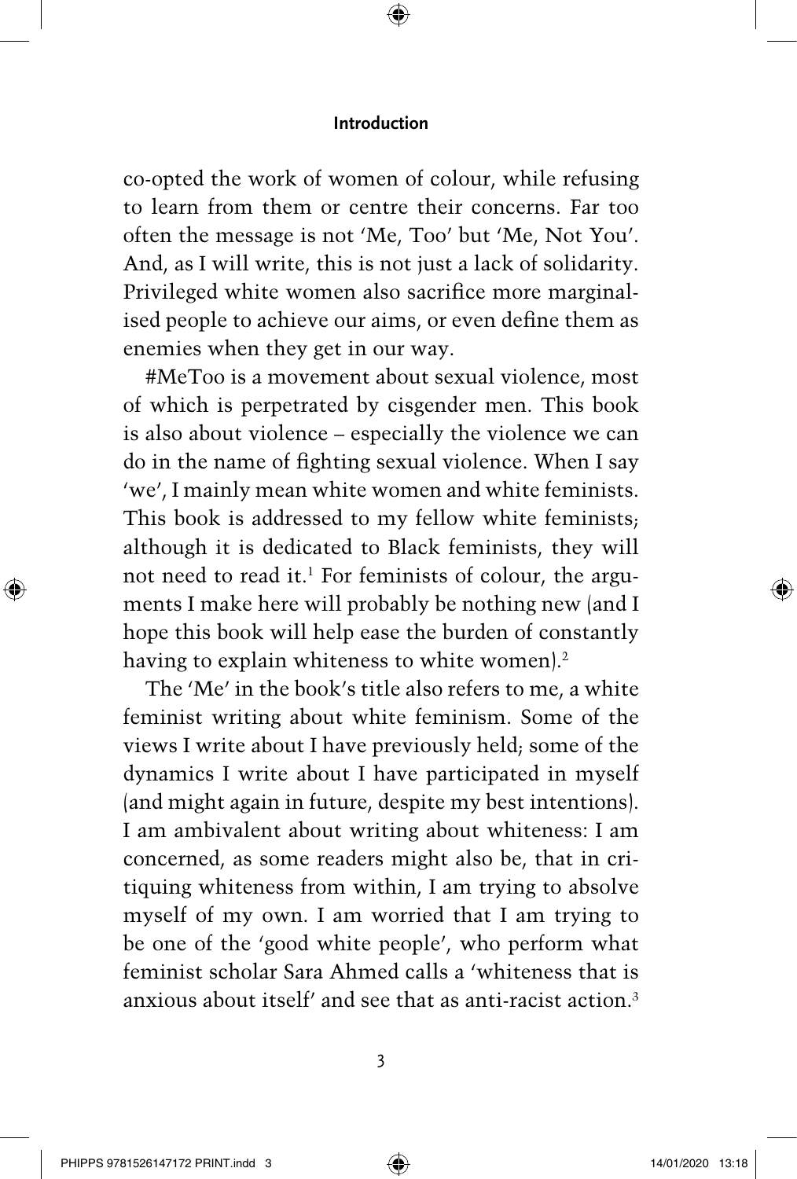co-opted the work of women of colour, while refusing to learn from them or centre their concerns. Far too often the message is not 'Me, Too' but 'Me, Not You'. And, as I will write, this is not just a lack of solidarity. Privileged white women also sacrifice more marginalised people to achieve our aims, or even define them as enemies when they get in our way.

#MeToo is a movement about sexual violence, most of which is perpetrated by cisgender men. This book is also about violence – especially the violence we can do in the name of fighting sexual violence. When I say 'we', I mainly mean white women and white feminists. This book is addressed to my fellow white feminists; although it is dedicated to Black feminists, they will not need to read it.[1] For feminists of colour, the arguments I make here will probably be nothing new (and I hope this book will help ease the burden of constantly having to explain whiteness to white women).[2]

The 'Me' in the book's title also refers to me, a white feminist writing about white feminism. Some of the views I write about I have previously held; some of the dynamics I write about I have participated in myself (and might again in future, despite my best intentions). I am ambivalent about writing about whiteness: I am concerned, as some readers might also be, that in critiquing whiteness from within, I am trying to absolve myself of my own. I am worried that I am trying to be one of the 'good white people', who perform what feminist scholar Sara Ahmed calls a 'whiteness that is anxious about itself' and see that as anti-racist action.[3]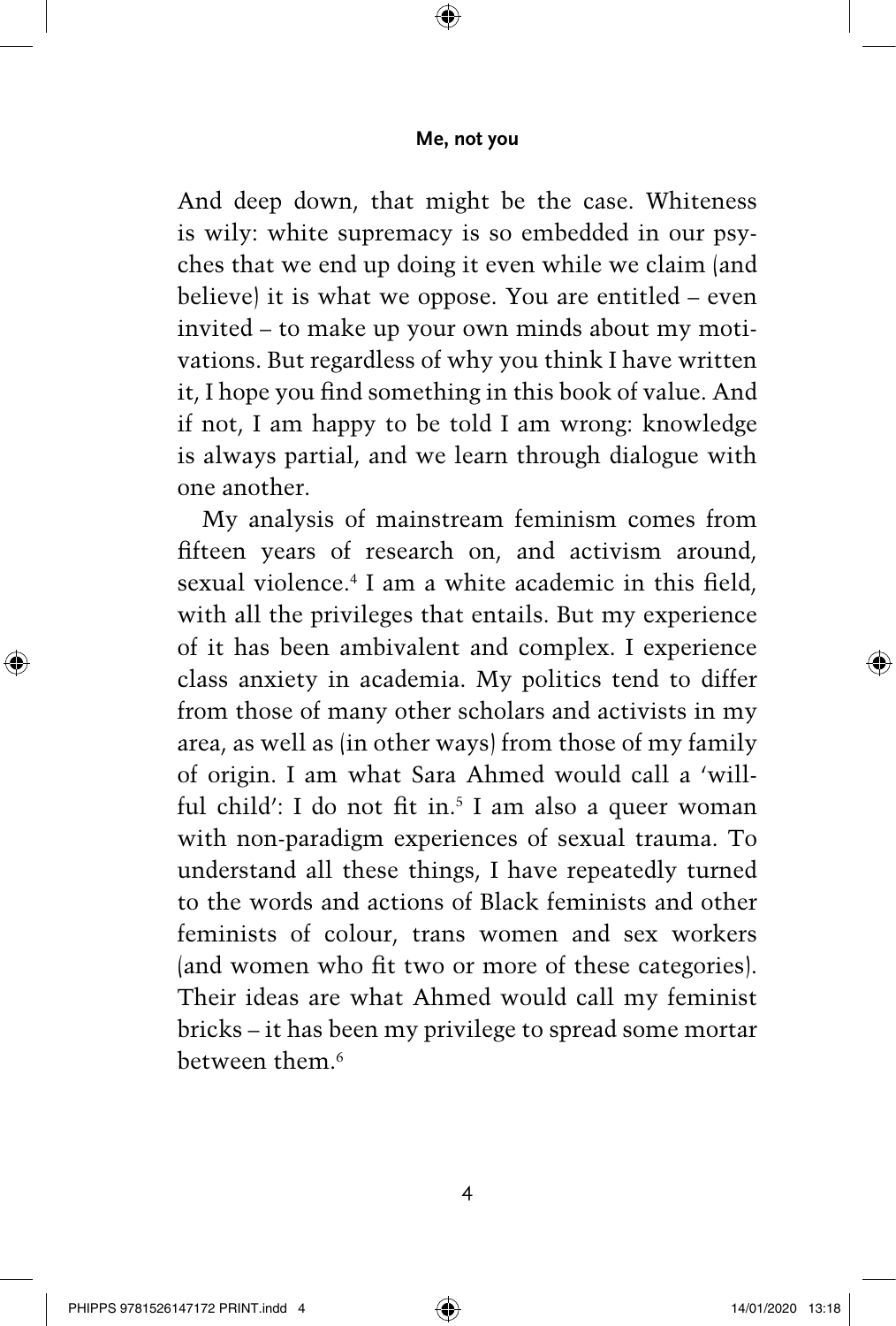And deep down, that might be the case. Whiteness is wily: white supremacy is so embedded in our psyches that we end up doing it even while we claim (and believe) it is what we oppose. You are entitled – even invited – to make up your own minds about my motivations. But regardless of why you think I have written it, I hope you find something in this book of value. And if not, I am happy to be told I am wrong: knowledge is always partial, and we learn through dialogue with one another.

My analysis of mainstream feminism comes from fifteen years of research on, and activism around, sexual violence.[4] I am a white academic in this field, with all the privileges that entails. But my experience of it has been ambivalent and complex. I experience class anxiety in academia. My politics tend to differ from those of many other scholars and activists in my area, as well as (in other ways) from those of my family of origin. I am what Sara Ahmed would call a 'willful child': I do not fit in.[5] I am also a queer woman with non-paradigm experiences of sexual trauma. To understand all these things, I have repeatedly turned to the words and actions of Black feminists and other feminists of colour, trans women and sex workers (and women who fit two or more of these categories). Their ideas are what Ahmed would call my feminist bricks – it has been my privilege to spread some mortar between them.[6]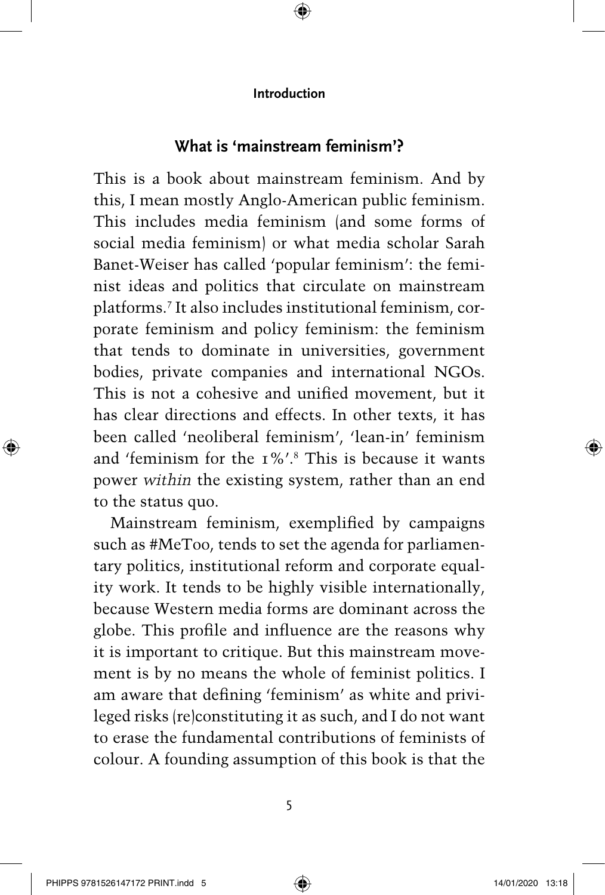## What is 'mainstream feminism'?

This is a book about mainstream feminism. And by this, I mean mostly Anglo-American public feminism. This includes media feminism (and some forms of social media feminism) or what media scholar Sarah Banet-Weiser has called 'popular feminism': the feminist ideas and politics that circulate on mainstream platforms.[7] It also includes institutional feminism, corporate feminism and policy feminism: the feminism that tends to dominate in universities, government bodies, private companies and international NGOs. This is not a cohesive and unified movement, but it has clear directions and effects. In other texts, it has been called 'neoliberal feminism', 'lean-in' feminism and 'feminism for the 1%'.[8] This is because it wants power *within* the existing system, rather than an end to the status quo.

Mainstream feminism, exemplified by campaigns such as #MeToo, tends to set the agenda for parliamentary politics, institutional reform and corporate equality work. It tends to be highly visible internationally, because Western media forms are dominant across the globe. This profile and influence are the reasons why it is important to critique. But this mainstream movement is by no means the whole of feminist politics. I am aware that defining 'feminism' as white and privileged risks (re)constituting it as such, and I do not want to erase the fundamental contributions of feminists of colour. A founding assumption of this book is that the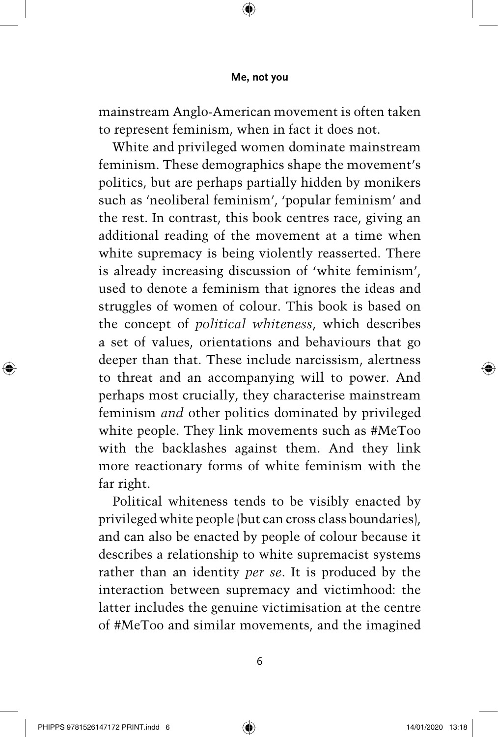mainstream Anglo-American movement is often taken to represent feminism, when in fact it does not.

White and privileged women dominate mainstream feminism. These demographics shape the movement's politics, but are perhaps partially hidden by monikers such as 'neoliberal feminism', 'popular feminism' and the rest. In contrast, this book centres race, giving an additional reading of the movement at a time when white supremacy is being violently reasserted. There is already increasing discussion of 'white feminism', used to denote a feminism that ignores the ideas and struggles of women of colour. This book is based on the concept of *political whiteness*, which describes a set of values, orientations and behaviours that go deeper than that. These include narcissism, alertness to threat and an accompanying will to power. And perhaps most crucially, they characterise mainstream feminism *and* other politics dominated by privileged white people. They link movements such as #MeToo with the backlashes against them. And they link more reactionary forms of white feminism with the far right.

Political whiteness tends to be visibly enacted by privileged white people (but can cross class boundaries), and can also be enacted by people of colour because it describes a relationship to white supremacist systems rather than an identity *per se*. It is produced by the interaction between supremacy and victimhood: the latter includes the genuine victimisation at the centre of #MeToo and similar movements, and the imagined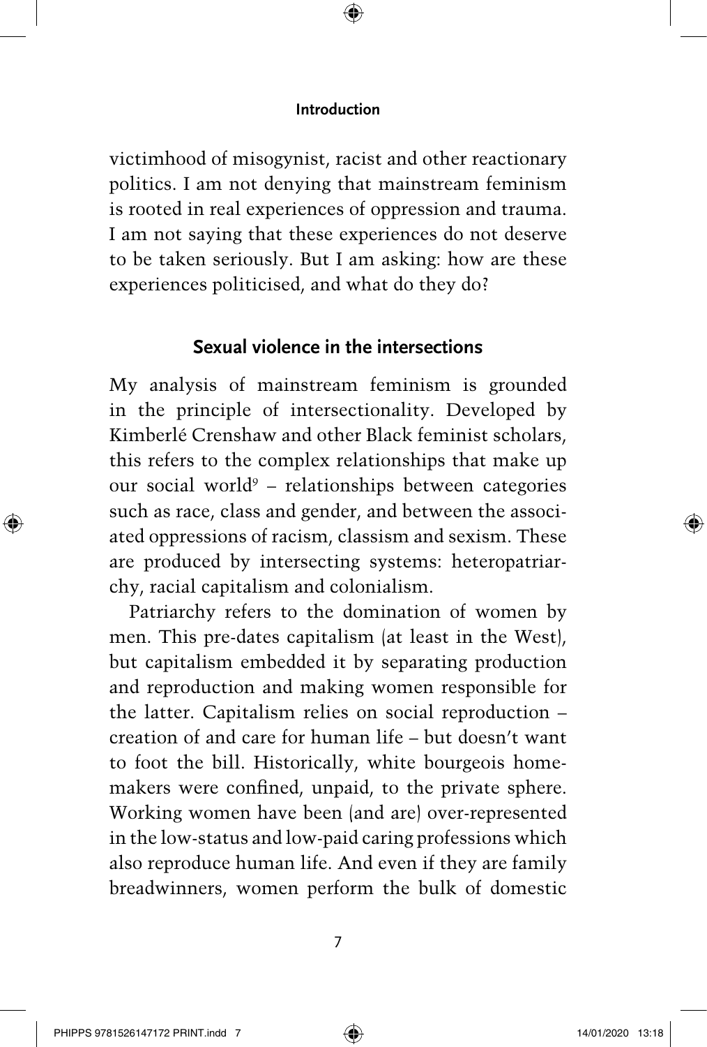victimhood of misogynist, racist and other reactionary politics. I am not denying that mainstream feminism is rooted in real experiences of oppression and trauma. I am not saying that these experiences do not deserve to be taken seriously. But I am asking: how are these experiences politicised, and what do they do?

## Sexual violence in the intersections

My analysis of mainstream feminism is grounded in the principle of intersectionality. Developed by Kimberlé Crenshaw and other Black feminist scholars, this refers to the complex relationships that make up our social world[9] – relationships between categories such as race, class and gender, and between the associated oppressions of racism, classism and sexism. These are produced by intersecting systems: heteropatriarchy, racial capitalism and colonialism.

Patriarchy refers to the domination of women by men. This pre-dates capitalism (at least in the West), but capitalism embedded it by separating production and reproduction and making women responsible for the latter. Capitalism relies on social reproduction – creation of and care for human life – but doesn't want to foot the bill. Historically, white bourgeois homemakers were confined, unpaid, to the private sphere. Working women have been (and are) over-represented in the low-status and low-paid caring professions which also reproduce human life. And even if they are family breadwinners, women perform the bulk of domestic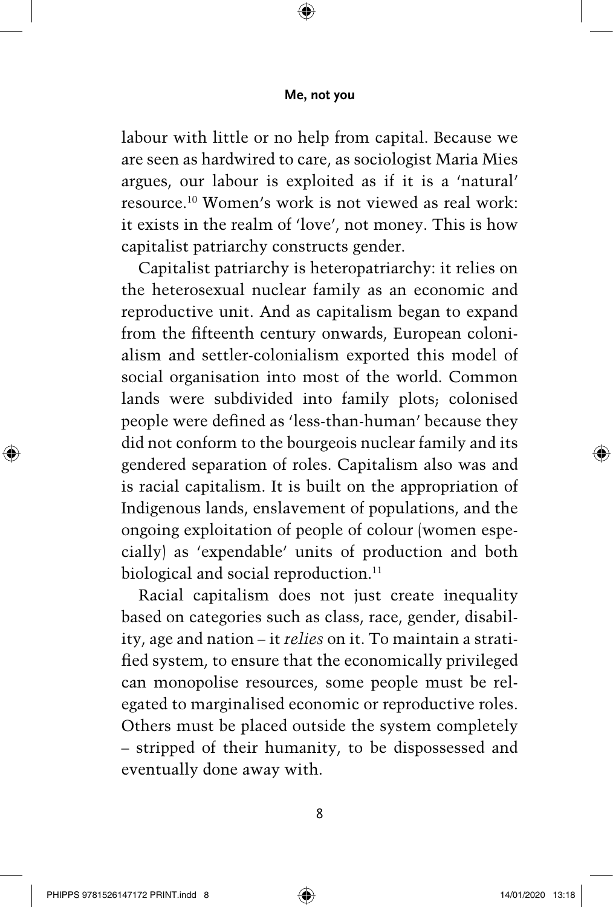labour with little or no help from capital. Because we are seen as hardwired to care, as sociologist Maria Mies argues, our labour is exploited as if it is a 'natural' resource.[10] Women's work is not viewed as real work: it exists in the realm of 'love', not money. This is how capitalist patriarchy constructs gender.

Capitalist patriarchy is heteropatriarchy: it relies on the heterosexual nuclear family as an economic and reproductive unit. And as capitalism began to expand from the fifteenth century onwards, European colonialism and settler-colonialism exported this model of social organisation into most of the world. Common lands were subdivided into family plots; colonised people were defined as 'less-than-human' because they did not conform to the bourgeois nuclear family and its gendered separation of roles. Capitalism also was and is racial capitalism. It is built on the appropriation of Indigenous lands, enslavement of populations, and the ongoing exploitation of people of colour (women especially) as 'expendable' units of production and both biological and social reproduction.[11]

Racial capitalism does not just create inequality based on categories such as class, race, gender, disability, age and nation – it *relies* on it. To maintain a stratified system, to ensure that the economically privileged can monopolise resources, some people must be relegated to marginalised economic or reproductive roles. Others must be placed outside the system completely – stripped of their humanity, to be dispossessed and eventually done away with.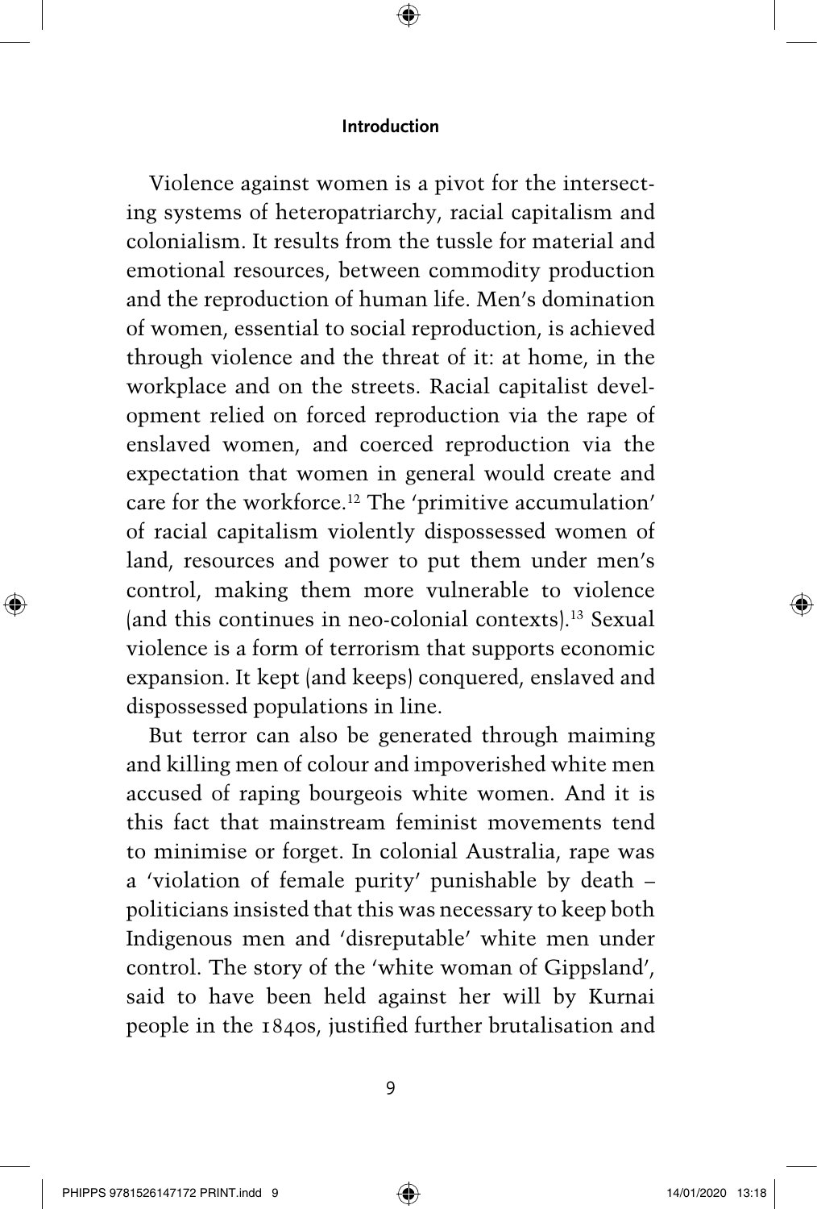Violence against women is a pivot for the intersecting systems of heteropatriarchy, racial capitalism and colonialism. It results from the tussle for material and emotional resources, between commodity production and the reproduction of human life. Men's domination of women, essential to social reproduction, is achieved through violence and the threat of it: at home, in the workplace and on the streets. Racial capitalist development relied on forced reproduction via the rape of enslaved women, and coerced reproduction via the expectation that women in general would create and care for the workforce.[12] The 'primitive accumulation' of racial capitalism violently dispossessed women of land, resources and power to put them under men's control, making them more vulnerable to violence (and this continues in neo-colonial contexts).[13] Sexual violence is a form of terrorism that supports economic expansion. It kept (and keeps) conquered, enslaved and dispossessed populations in line.

But terror can also be generated through maiming and killing men of colour and impoverished white men accused of raping bourgeois white women. And it is this fact that mainstream feminist movements tend to minimise or forget. In colonial Australia, rape was a 'violation of female purity' punishable by death – politicians insisted that this was necessary to keep both Indigenous men and 'disreputable' white men under control. The story of the 'white woman of Gippsland', said to have been held against her will by Kurnai people in the 1840s, justified further brutalisation and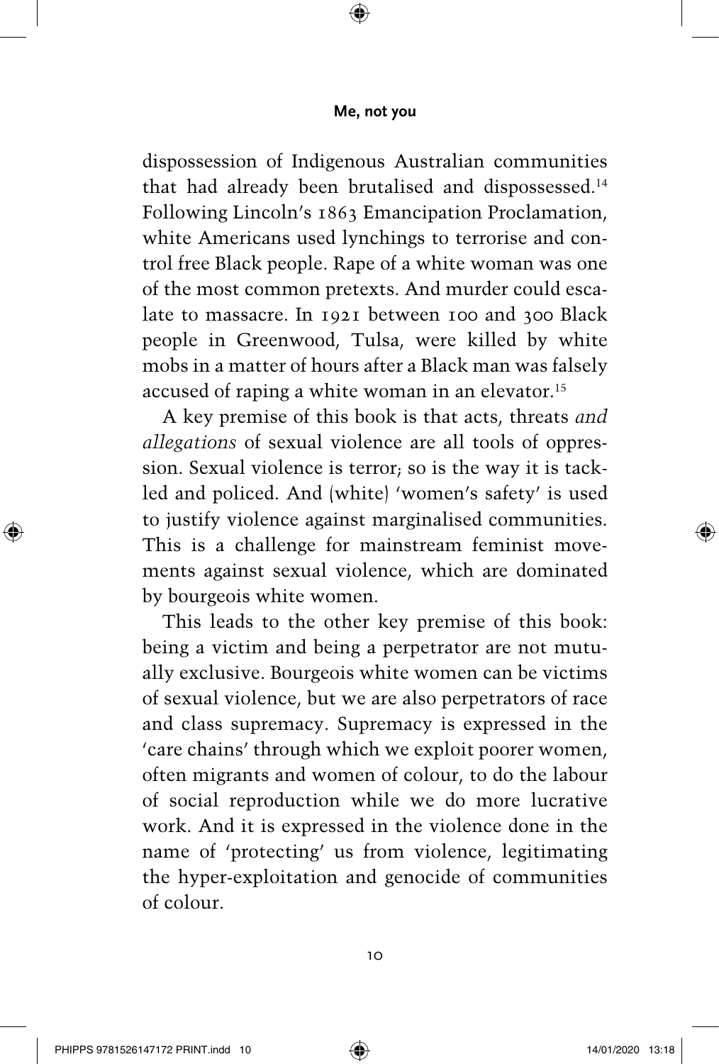dispossession of Indigenous Australian communities that had already been brutalised and dispossessed.[14] Following Lincoln's 1863 Emancipation Proclamation, white Americans used lynchings to terrorise and control free Black people. Rape of a white woman was one of the most common pretexts. And murder could escalate to massacre. In 1921 between 100 and 300 Black people in Greenwood, Tulsa, were killed by white mobs in a matter of hours after a Black man was falsely accused of raping a white woman in an elevator.[15]

A key premise of this book is that acts, threats *and allegations* of sexual violence are all tools of oppression. Sexual violence is terror; so is the way it is tackled and policed. And (white) 'women's safety' is used to justify violence against marginalised communities. This is a challenge for mainstream feminist movements against sexual violence, which are dominated by bourgeois white women.

This leads to the other key premise of this book: being a victim and being a perpetrator are not mutually exclusive. Bourgeois white women can be victims of sexual violence, but we are also perpetrators of race and class supremacy. Supremacy is expressed in the 'care chains' through which we exploit poorer women, often migrants and women of colour, to do the labour of social reproduction while we do more lucrative work. And it is expressed in the violence done in the name of 'protecting' us from violence, legitimating the hyper-exploitation and genocide of communities of colour.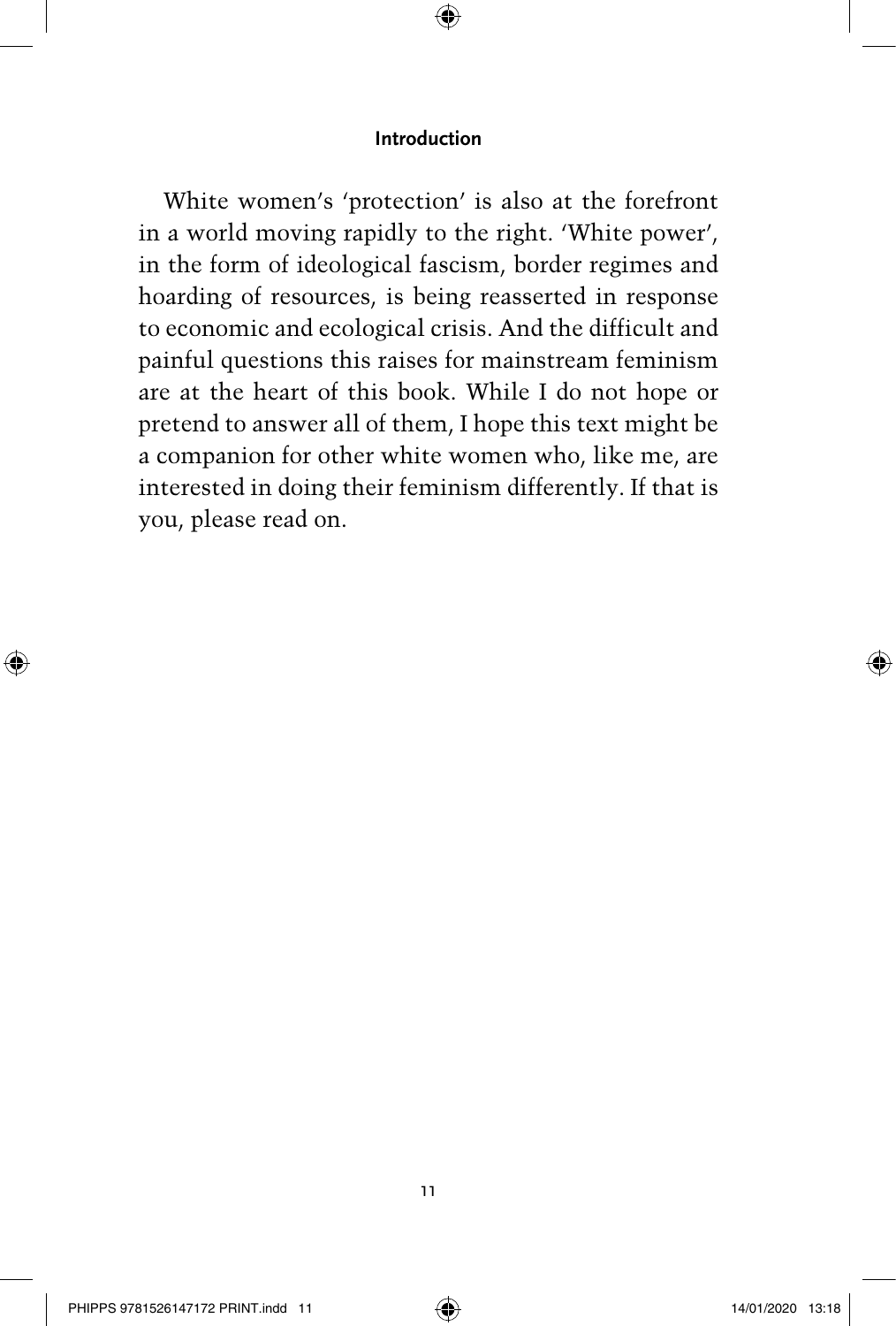White women's 'protection' is also at the forefront in a world moving rapidly to the right. 'White power', in the form of ideological fascism, border regimes and hoarding of resources, is being reasserted in response to economic and ecological crisis. And the difficult and painful questions this raises for mainstream feminism are at the heart of this book. While I do not hope or pretend to answer all of them, I hope this text might be a companion for other white women who, like me, are interested in doing their feminism differently. If that is you, please read on.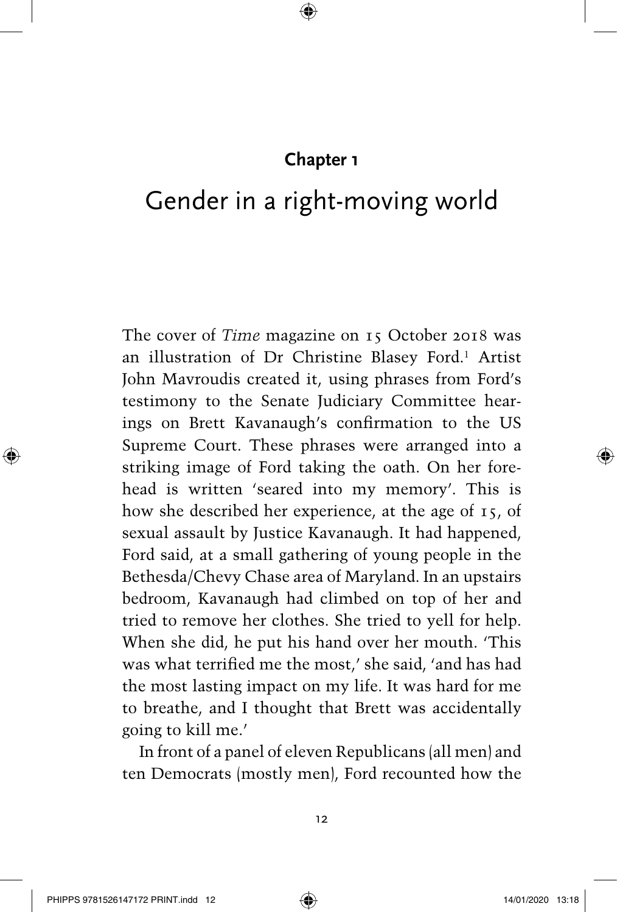## Chapter 1

# Gender in a right-moving world

The cover of *Time* magazine on 15 October 2018 was an illustration of Dr Christine Blasey Ford.[1] Artist John Mavroudis created it, using phrases from Ford's testimony to the Senate Judiciary Committee hearings on Brett Kavanaugh's confirmation to the US Supreme Court. These phrases were arranged into a striking image of Ford taking the oath. On her forehead is written 'seared into my memory'. This is how she described her experience, at the age of 15, of sexual assault by Justice Kavanaugh. It had happened, Ford said, at a small gathering of young people in the Bethesda/Chevy Chase area of Maryland. In an upstairs bedroom, Kavanaugh had climbed on top of her and tried to remove her clothes. She tried to yell for help. When she did, he put his hand over her mouth. 'This was what terrified me the most,' she said, 'and has had the most lasting impact on my life. It was hard for me to breathe, and I thought that Brett was accidentally going to kill me.'

In front of a panel of eleven Republicans (all men) and ten Democrats (mostly men), Ford recounted how the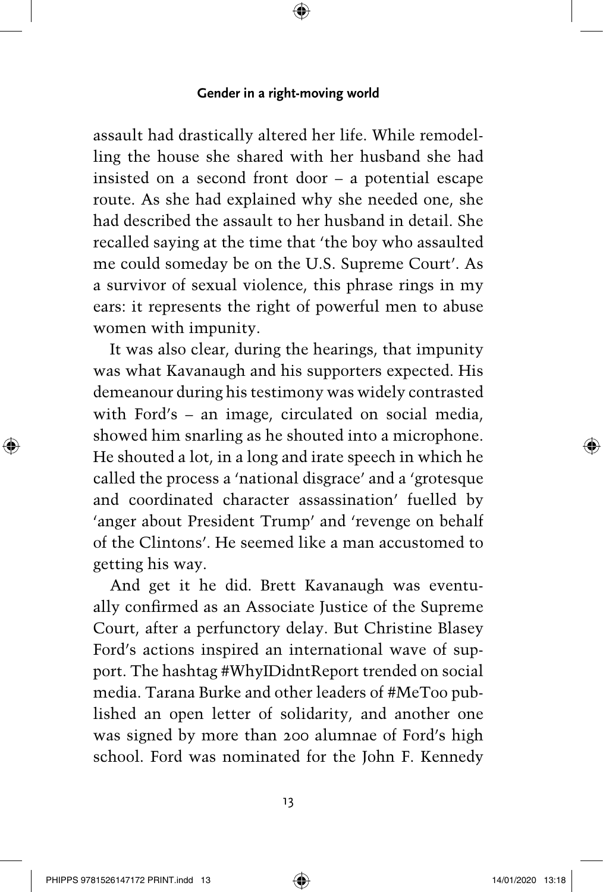assault had drastically altered her life. While remodelling the house she shared with her husband she had insisted on a second front door – a potential escape route. As she had explained why she needed one, she had described the assault to her husband in detail. She recalled saying at the time that 'the boy who assaulted me could someday be on the U.S. Supreme Court'. As a survivor of sexual violence, this phrase rings in my ears: it represents the right of powerful men to abuse women with impunity.

It was also clear, during the hearings, that impunity was what Kavanaugh and his supporters expected. His demeanour during his testimony was widely contrasted with Ford's – an image, circulated on social media, showed him snarling as he shouted into a microphone. He shouted a lot, in a long and irate speech in which he called the process a 'national disgrace' and a 'grotesque and coordinated character assassination' fuelled by 'anger about President Trump' and 'revenge on behalf of the Clintons'. He seemed like a man accustomed to getting his way.

And get it he did. Brett Kavanaugh was eventually confirmed as an Associate Justice of the Supreme Court, after a perfunctory delay. But Christine Blasey Ford's actions inspired an international wave of support. The hashtag #WhyIDidntReport trended on social media. Tarana Burke and other leaders of #MeToo published an open letter of solidarity, and another one was signed by more than 200 alumnae of Ford's high school. Ford was nominated for the John F. Kennedy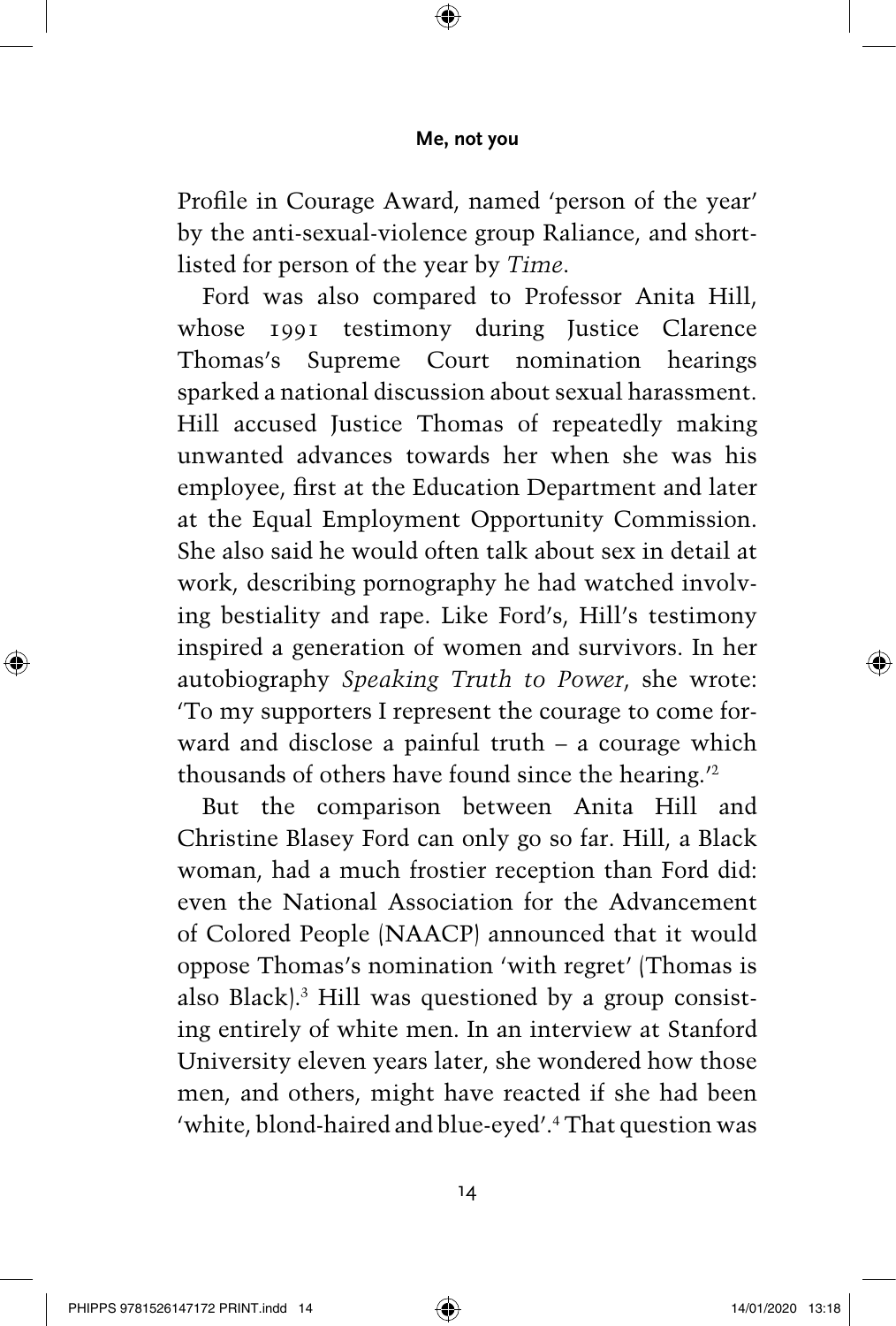Profile in Courage Award, named 'person of the year' by the anti-sexual-violence group Raliance, and shortlisted for person of the year by *Time*.

Ford was also compared to Professor Anita Hill, whose 1991 testimony during Justice Clarence Thomas's Supreme Court nomination hearings sparked a national discussion about sexual harassment. Hill accused Justice Thomas of repeatedly making unwanted advances towards her when she was his employee, first at the Education Department and later at the Equal Employment Opportunity Commission. She also said he would often talk about sex in detail at work, describing pornography he had watched involving bestiality and rape. Like Ford's, Hill's testimony inspired a generation of women and survivors. In her autobiography *Speaking Truth to Power*, she wrote: 'To my supporters I represent the courage to come forward and disclose a painful truth – a courage which thousands of others have found since the hearing.'[2]

But the comparison between Anita Hill and Christine Blasey Ford can only go so far. Hill, a Black woman, had a much frostier reception than Ford did: even the National Association for the Advancement of Colored People (NAACP) announced that it would oppose Thomas's nomination 'with regret' (Thomas is also Black).[3] Hill was questioned by a group consisting entirely of white men. In an interview at Stanford University eleven years later, she wondered how those men, and others, might have reacted if she had been 'white, blond-haired and blue-eyed'.[4] That question was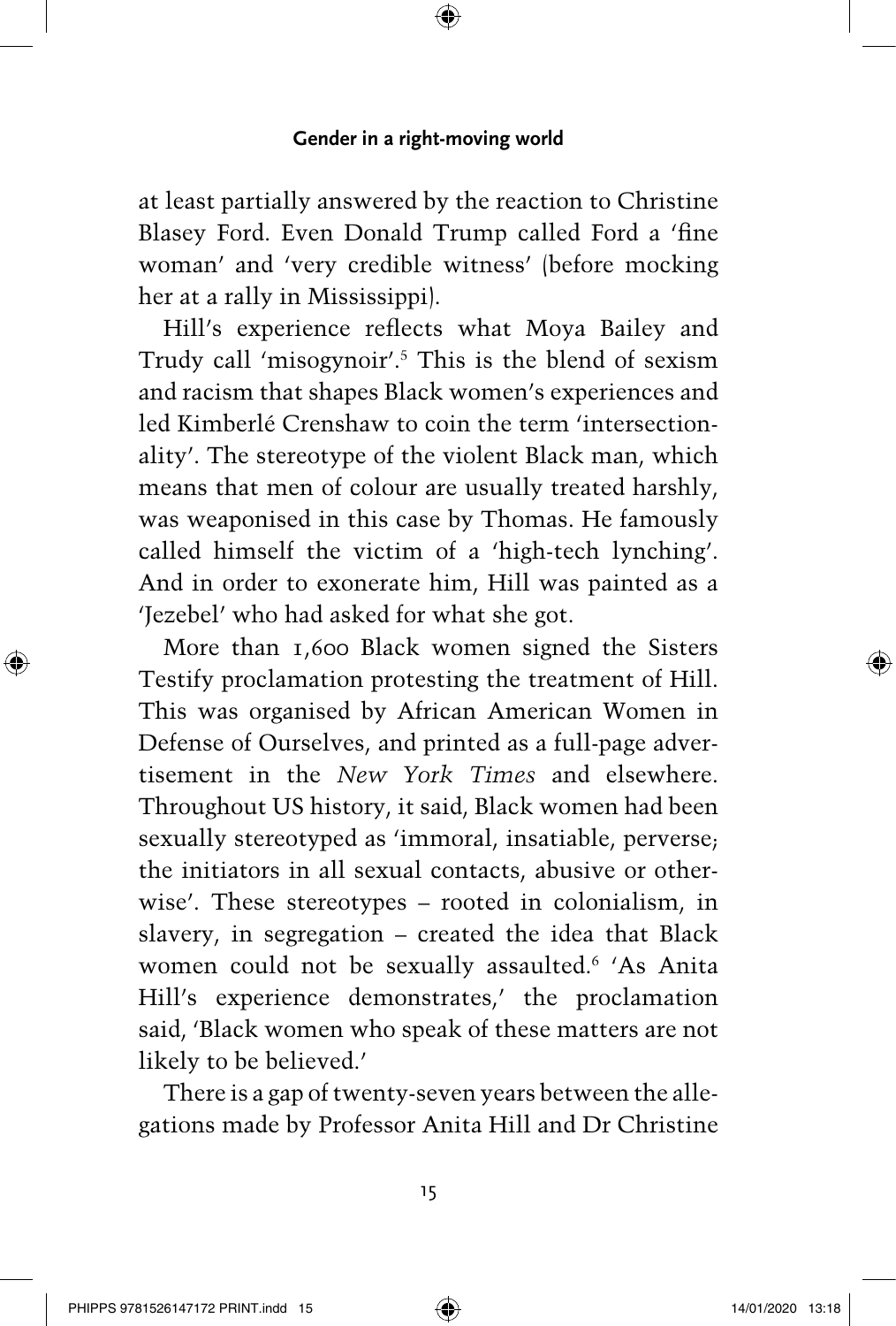at least partially answered by the reaction to Christine Blasey Ford. Even Donald Trump called Ford a 'fine woman' and 'very credible witness' (before mocking her at a rally in Mississippi).

Hill's experience reflects what Moya Bailey and Trudy call 'misogynoir'.[5] This is the blend of sexism and racism that shapes Black women's experiences and led Kimberlé Crenshaw to coin the term 'intersectionality'. The stereotype of the violent Black man, which means that men of colour are usually treated harshly, was weaponised in this case by Thomas. He famously called himself the victim of a 'high-tech lynching'. And in order to exonerate him, Hill was painted as a 'Jezebel' who had asked for what she got.

More than 1,600 Black women signed the Sisters Testify proclamation protesting the treatment of Hill. This was organised by African American Women in Defense of Ourselves, and printed as a full-page advertisement in the *New York Times* and elsewhere. Throughout US history, it said, Black women had been sexually stereotyped as 'immoral, insatiable, perverse; the initiators in all sexual contacts, abusive or otherwise'. These stereotypes – rooted in colonialism, in slavery, in segregation – created the idea that Black women could not be sexually assaulted.[6] 'As Anita Hill's experience demonstrates,' the proclamation said, 'Black women who speak of these matters are not likely to be believed.'

There is a gap of twenty-seven years between the allegations made by Professor Anita Hill and Dr Christine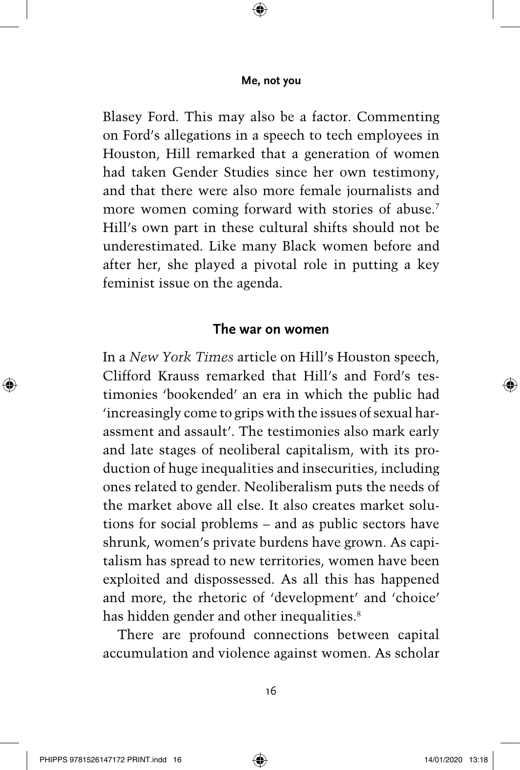Blasey Ford. This may also be a factor. Commenting on Ford's allegations in a speech to tech employees in Houston, Hill remarked that a generation of women had taken Gender Studies since her own testimony, and that there were also more female journalists and more women coming forward with stories of abuse.[7] Hill's own part in these cultural shifts should not be underestimated. Like many Black women before and after her, she played a pivotal role in putting a key feminist issue on the agenda.

## The war on women

In a *New York Times* article on Hill's Houston speech, Clifford Krauss remarked that Hill's and Ford's testimonies 'bookended' an era in which the public had 'increasingly come to grips with the issues of sexual harassment and assault'. The testimonies also mark early and late stages of neoliberal capitalism, with its production of huge inequalities and insecurities, including ones related to gender. Neoliberalism puts the needs of the market above all else. It also creates market solutions for social problems – and as public sectors have shrunk, women's private burdens have grown. As capitalism has spread to new territories, women have been exploited and dispossessed. As all this has happened and more, the rhetoric of 'development' and 'choice' has hidden gender and other inequalities.[8]

There are profound connections between capital accumulation and violence against women. As scholar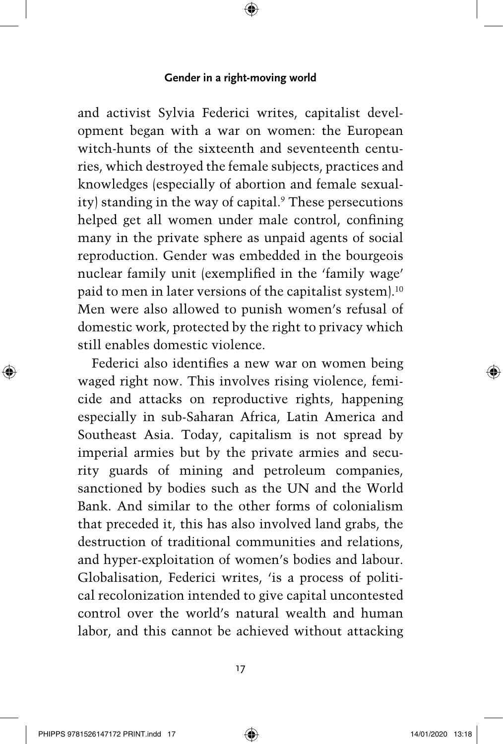and activist Sylvia Federici writes, capitalist development began with a war on women: the European witch-hunts of the sixteenth and seventeenth centuries, which destroyed the female subjects, practices and knowledges (especially of abortion and female sexuality) standing in the way of capital.[9] These persecutions helped get all women under male control, confining many in the private sphere as unpaid agents of social reproduction. Gender was embedded in the bourgeois nuclear family unit (exemplified in the 'family wage' paid to men in later versions of the capitalist system).[10] Men were also allowed to punish women's refusal of domestic work, protected by the right to privacy which still enables domestic violence.

Federici also identifies a new war on women being waged right now. This involves rising violence, femicide and attacks on reproductive rights, happening especially in sub-Saharan Africa, Latin America and Southeast Asia. Today, capitalism is not spread by imperial armies but by the private armies and security guards of mining and petroleum companies, sanctioned by bodies such as the UN and the World Bank. And similar to the other forms of colonialism that preceded it, this has also involved land grabs, the destruction of traditional communities and relations, and hyper-exploitation of women's bodies and labour. Globalisation, Federici writes, 'is a process of political recolonization intended to give capital uncontested control over the world's natural wealth and human labor, and this cannot be achieved without attacking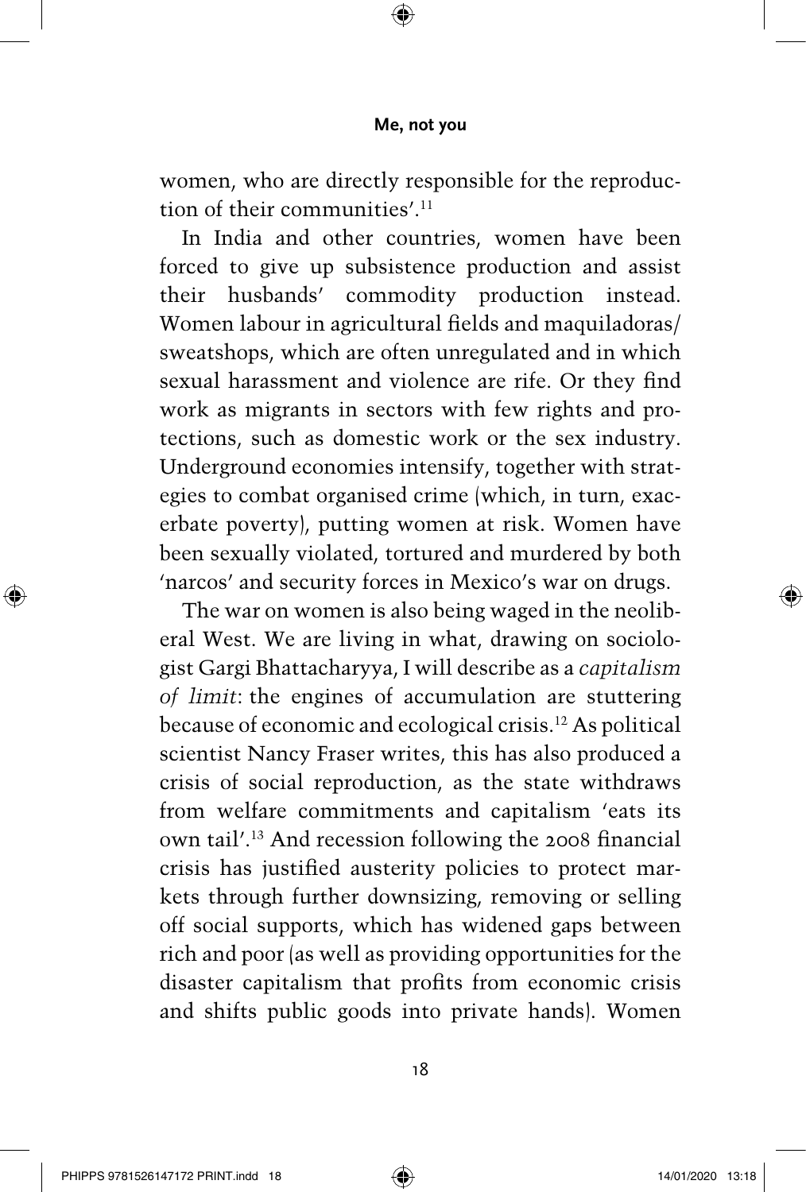women, who are directly responsible for the reproduction of their communities'.[11]

In India and other countries, women have been forced to give up subsistence production and assist their husbands' commodity production instead. Women labour in agricultural fields and maquiladoras/sweatshops, which are often unregulated and in which sexual harassment and violence are rife. Or they find work as migrants in sectors with few rights and protections, such as domestic work or the sex industry. Underground economies intensify, together with strategies to combat organised crime (which, in turn, exacerbate poverty), putting women at risk. Women have been sexually violated, tortured and murdered by both 'narcos' and security forces in Mexico's war on drugs.

The war on women is also being waged in the neoliberal West. We are living in what, drawing on sociologist Gargi Bhattacharyya, I will describe as a *capitalism of limit*: the engines of accumulation are stuttering because of economic and ecological crisis.[12] As political scientist Nancy Fraser writes, this has also produced a crisis of social reproduction, as the state withdraws from welfare commitments and capitalism 'eats its own tail'.[13] And recession following the 2008 financial crisis has justified austerity policies to protect markets through further downsizing, removing or selling off social supports, which has widened gaps between rich and poor (as well as providing opportunities for the disaster capitalism that profits from economic crisis and shifts public goods into private hands). Women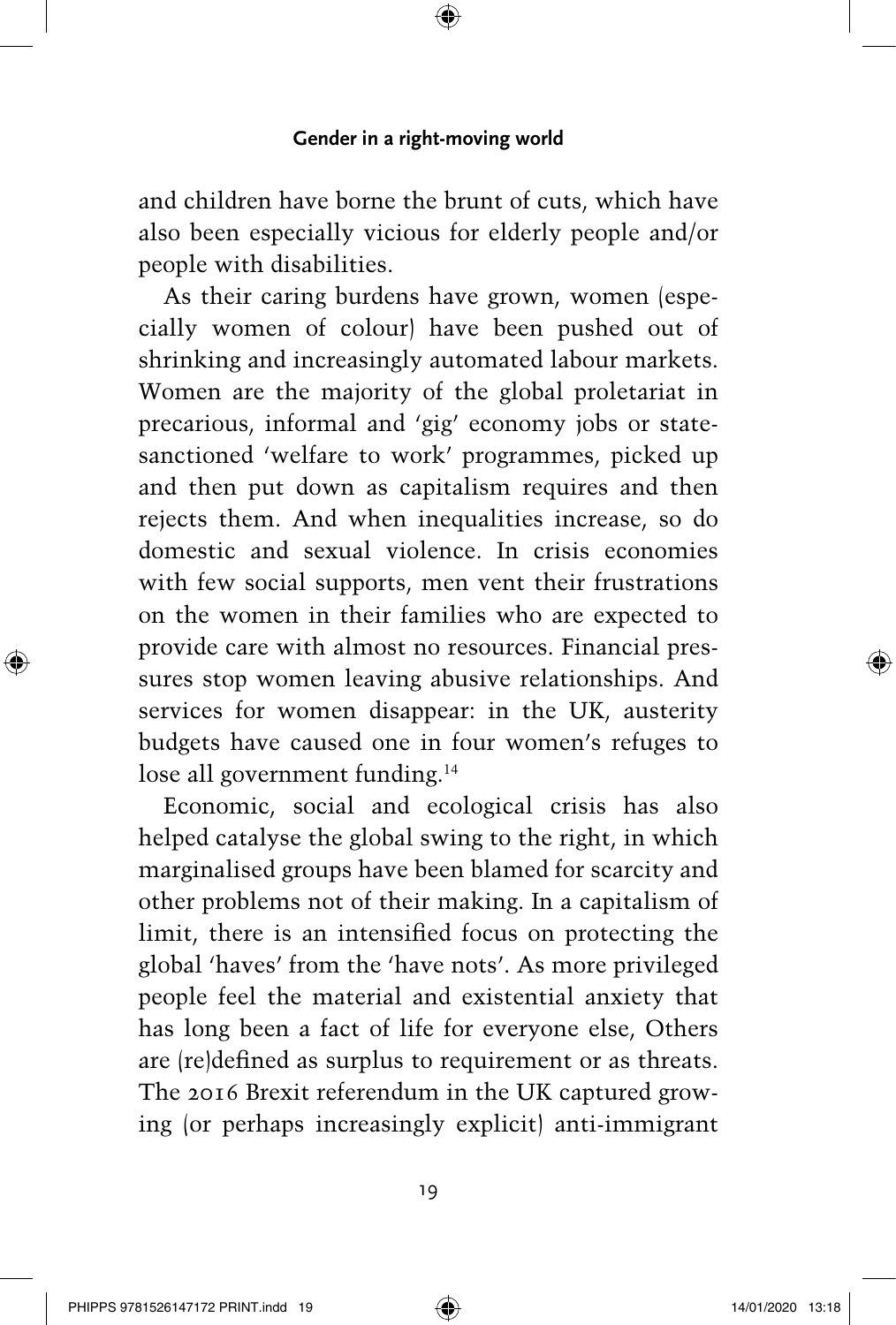and children have borne the brunt of cuts, which have also been especially vicious for elderly people and/or people with disabilities.

As their caring burdens have grown, women (especially women of colour) have been pushed out of shrinking and increasingly automated labour markets. Women are the majority of the global proletariat in precarious, informal and 'gig' economy jobs or state-sanctioned 'welfare to work' programmes, picked up and then put down as capitalism requires and then rejects them. And when inequalities increase, so do domestic and sexual violence. In crisis economies with few social supports, men vent their frustrations on the women in their families who are expected to provide care with almost no resources. Financial pressures stop women leaving abusive relationships. And services for women disappear: in the UK, austerity budgets have caused one in four women's refuges to lose all government funding.[14]

Economic, social and ecological crisis has also helped catalyse the global swing to the right, in which marginalised groups have been blamed for scarcity and other problems not of their making. In a capitalism of limit, there is an intensified focus on protecting the global 'haves' from the 'have nots'. As more privileged people feel the material and existential anxiety that has long been a fact of life for everyone else, Others are (re)defined as surplus to requirement or as threats. The 2016 Brexit referendum in the UK captured growing (or perhaps increasingly explicit) anti-immigrant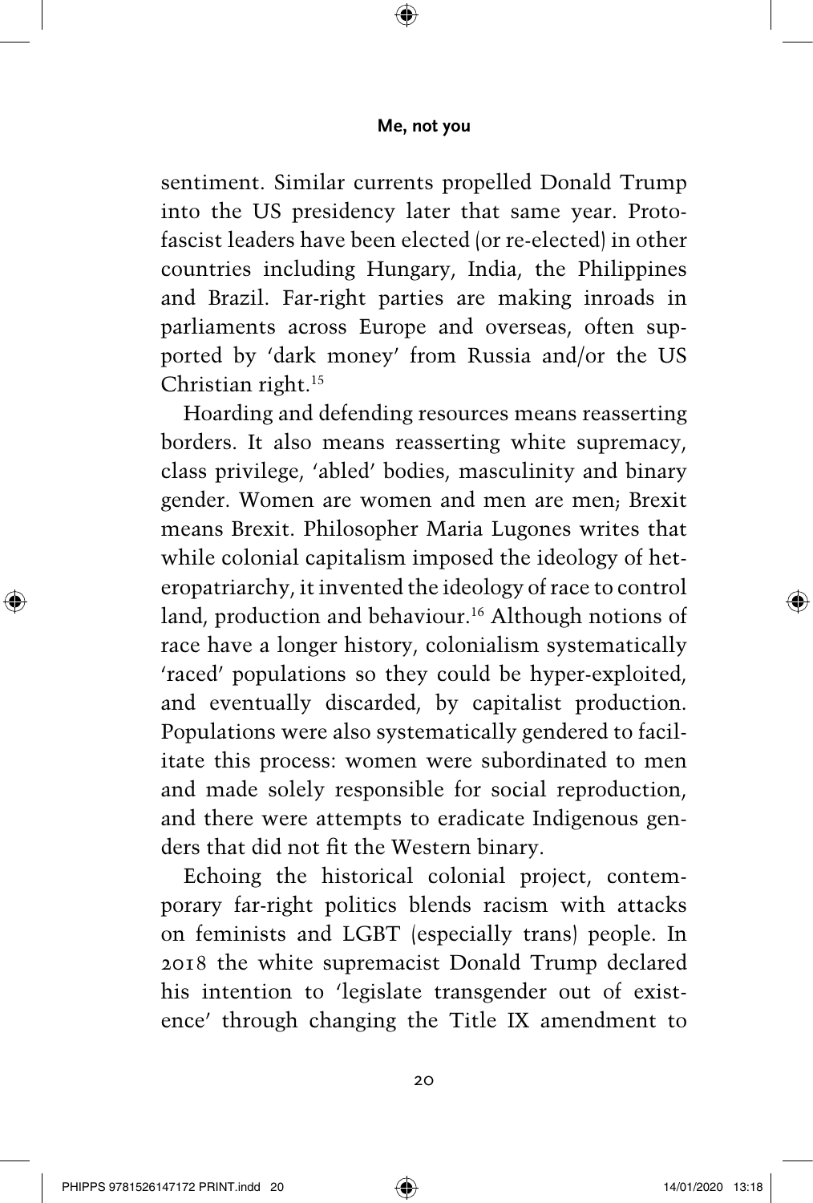sentiment. Similar currents propelled Donald Trump into the US presidency later that same year. Proto-fascist leaders have been elected (or re-elected) in other countries including Hungary, India, the Philippines and Brazil. Far-right parties are making inroads in parliaments across Europe and overseas, often supported by 'dark money' from Russia and/or the US Christian right.[15]

Hoarding and defending resources means reasserting borders. It also means reasserting white supremacy, class privilege, 'abled' bodies, masculinity and binary gender. Women are women and men are men; Brexit means Brexit. Philosopher Maria Lugones writes that while colonial capitalism imposed the ideology of heteropatriarchy, it invented the ideology of race to control land, production and behaviour.[16] Although notions of race have a longer history, colonialism systematically 'raced' populations so they could be hyper-exploited, and eventually discarded, by capitalist production. Populations were also systematically gendered to facilitate this process: women were subordinated to men and made solely responsible for social reproduction, and there were attempts to eradicate Indigenous genders that did not fit the Western binary.

Echoing the historical colonial project, contemporary far-right politics blends racism with attacks on feminists and LGBT (especially trans) people. In 2018 the white supremacist Donald Trump declared his intention to 'legislate transgender out of existence' through changing the Title IX amendment to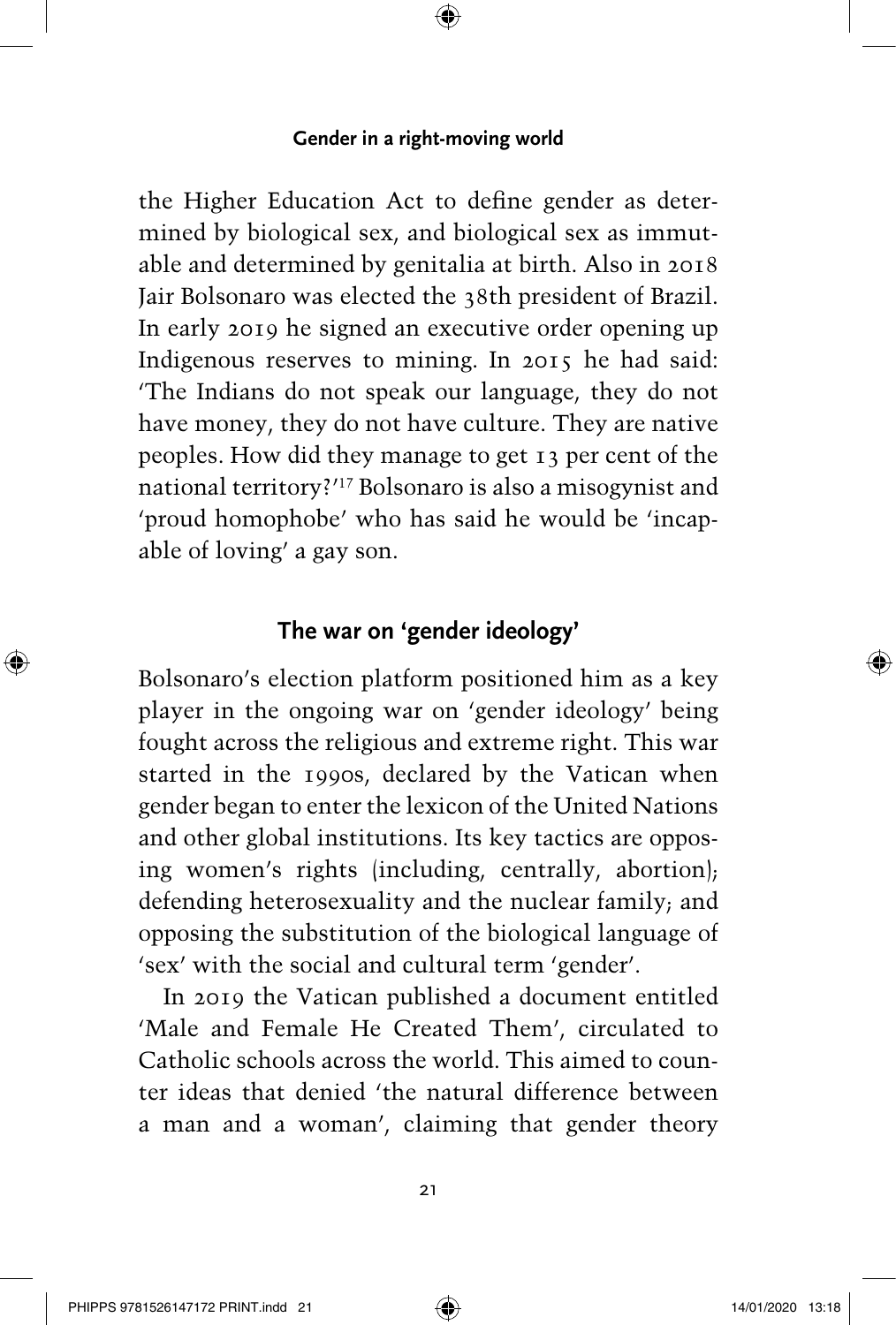the Higher Education Act to define gender as determined by biological sex, and biological sex as immutable and determined by genitalia at birth. Also in 2018 Jair Bolsonaro was elected the 38th president of Brazil. In early 2019 he signed an executive order opening up Indigenous reserves to mining. In 2015 he had said: 'The Indians do not speak our language, they do not have money, they do not have culture. They are native peoples. How did they manage to get 13 per cent of the national territory?'[17] Bolsonaro is also a misogynist and 'proud homophobe' who has said he would be 'incapable of loving' a gay son.

## The war on 'gender ideology'

Bolsonaro's election platform positioned him as a key player in the ongoing war on 'gender ideology' being fought across the religious and extreme right. This war started in the 1990s, declared by the Vatican when gender began to enter the lexicon of the United Nations and other global institutions. Its key tactics are opposing women's rights (including, centrally, abortion); defending heterosexuality and the nuclear family; and opposing the substitution of the biological language of 'sex' with the social and cultural term 'gender'.

In 2019 the Vatican published a document entitled 'Male and Female He Created Them', circulated to Catholic schools across the world. This aimed to counter ideas that denied 'the natural difference between a man and a woman', claiming that gender theory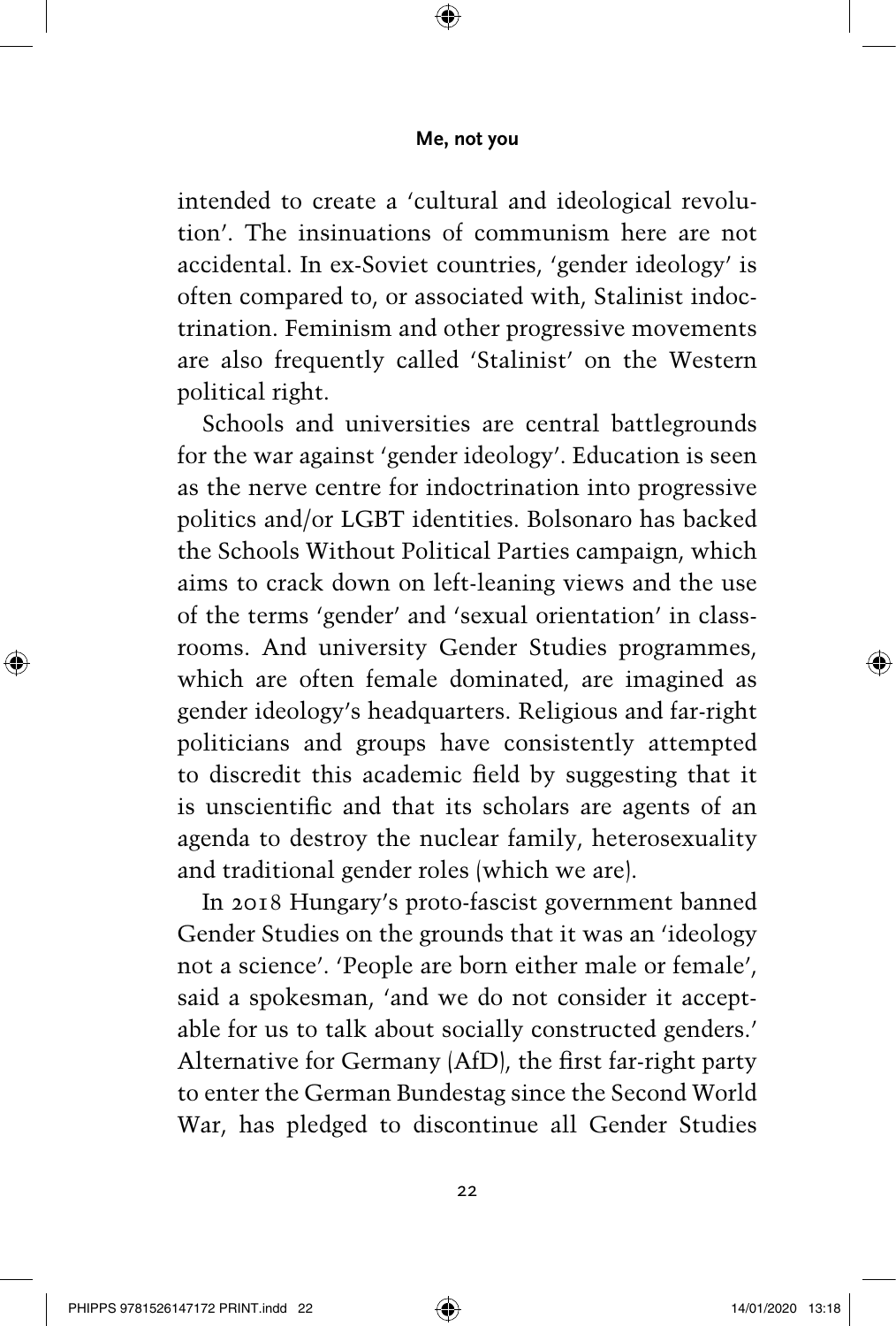intended to create a 'cultural and ideological revolution'. The insinuations of communism here are not accidental. In ex-Soviet countries, 'gender ideology' is often compared to, or associated with, Stalinist indoctrination. Feminism and other progressive movements are also frequently called 'Stalinist' on the Western political right.

Schools and universities are central battlegrounds for the war against 'gender ideology'. Education is seen as the nerve centre for indoctrination into progressive politics and/or LGBT identities. Bolsonaro has backed the Schools Without Political Parties campaign, which aims to crack down on left-leaning views and the use of the terms 'gender' and 'sexual orientation' in classrooms. And university Gender Studies programmes, which are often female dominated, are imagined as gender ideology's headquarters. Religious and far-right politicians and groups have consistently attempted to discredit this academic field by suggesting that it is unscientific and that its scholars are agents of an agenda to destroy the nuclear family, heterosexuality and traditional gender roles (which we are).

In 2018 Hungary's proto-fascist government banned Gender Studies on the grounds that it was an 'ideology not a science'. 'People are born either male or female', said a spokesman, 'and we do not consider it acceptable for us to talk about socially constructed genders.' Alternative for Germany (AfD), the first far-right party to enter the German Bundestag since the Second World War, has pledged to discontinue all Gender Studies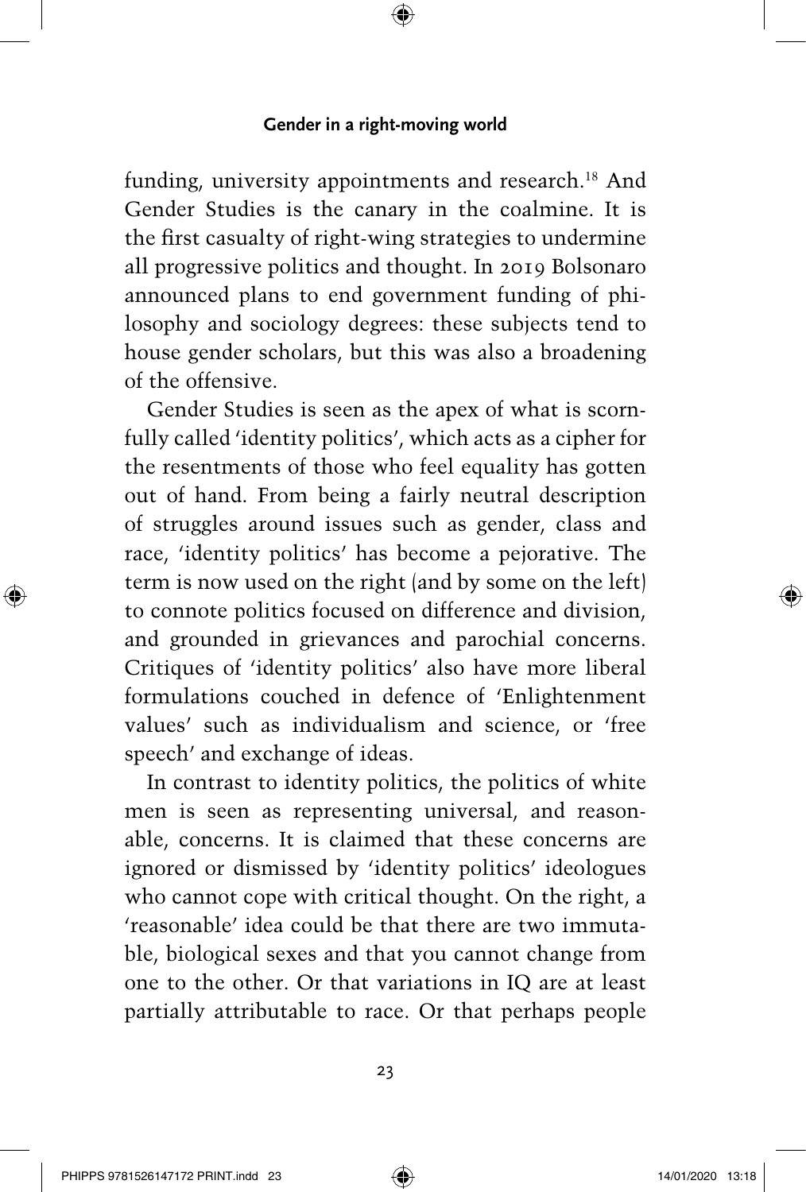funding, university appointments and research.[18] And Gender Studies is the canary in the coalmine. It is the first casualty of right-wing strategies to undermine all progressive politics and thought. In 2019 Bolsonaro announced plans to end government funding of philosophy and sociology degrees: these subjects tend to house gender scholars, but this was also a broadening of the offensive.

Gender Studies is seen as the apex of what is scornfully called 'identity politics', which acts as a cipher for the resentments of those who feel equality has gotten out of hand. From being a fairly neutral description of struggles around issues such as gender, class and race, 'identity politics' has become a pejorative. The term is now used on the right (and by some on the left) to connote politics focused on difference and division, and grounded in grievances and parochial concerns. Critiques of 'identity politics' also have more liberal formulations couched in defence of 'Enlightenment values' such as individualism and science, or 'free speech' and exchange of ideas.

In contrast to identity politics, the politics of white men is seen as representing universal, and reasonable, concerns. It is claimed that these concerns are ignored or dismissed by 'identity politics' ideologues who cannot cope with critical thought. On the right, a 'reasonable' idea could be that there are two immutable, biological sexes and that you cannot change from one to the other. Or that variations in IQ are at least partially attributable to race. Or that perhaps people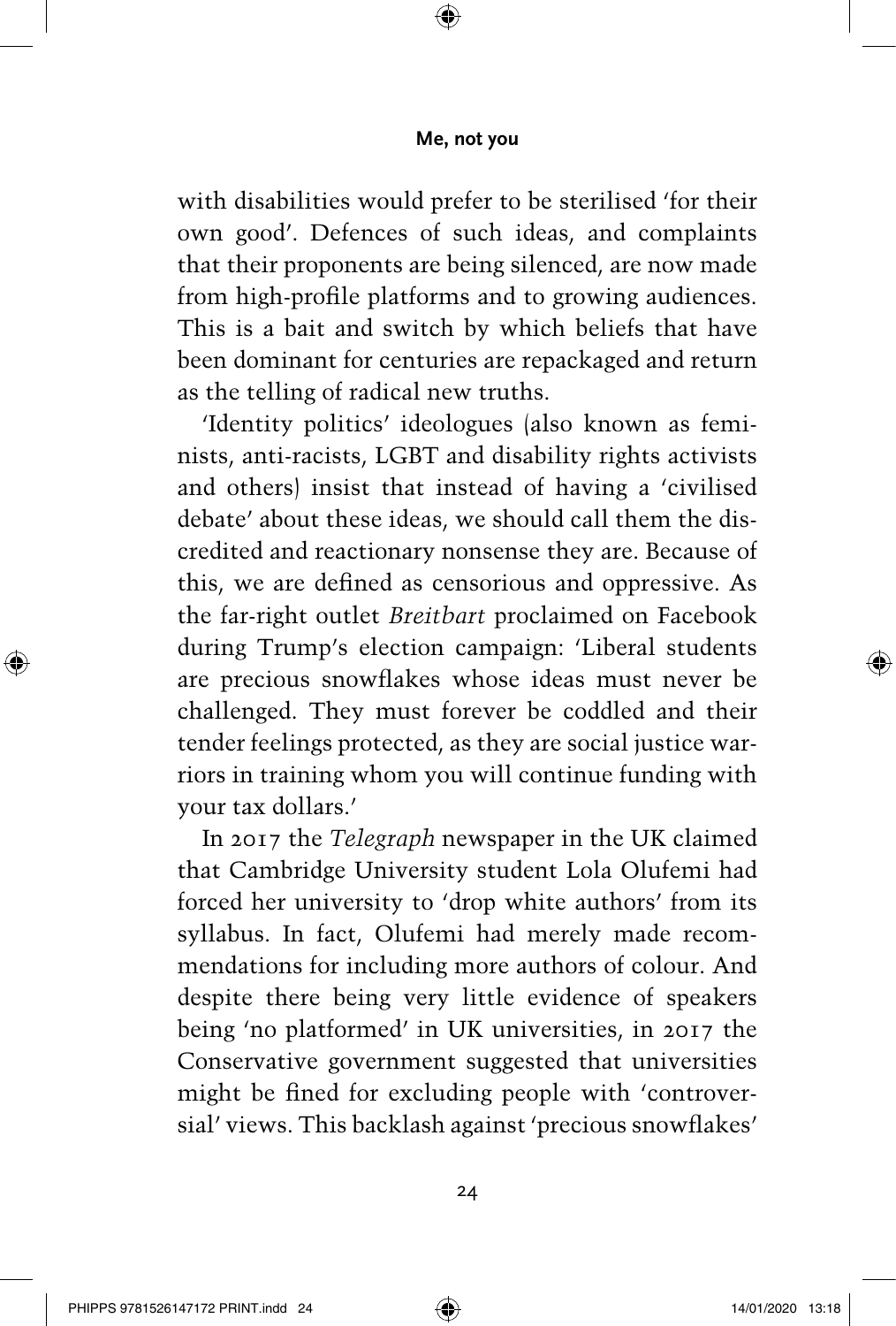with disabilities would prefer to be sterilised 'for their own good'. Defences of such ideas, and complaints that their proponents are being silenced, are now made from high-profile platforms and to growing audiences. This is a bait and switch by which beliefs that have been dominant for centuries are repackaged and return as the telling of radical new truths.

'Identity politics' ideologues (also known as feminists, anti-racists, LGBT and disability rights activists and others) insist that instead of having a 'civilised debate' about these ideas, we should call them the discredited and reactionary nonsense they are. Because of this, we are defined as censorious and oppressive. As the far-right outlet *Breitbart* proclaimed on Facebook during Trump's election campaign: 'Liberal students are precious snowflakes whose ideas must never be challenged. They must forever be coddled and their tender feelings protected, as they are social justice warriors in training whom you will continue funding with your tax dollars.'

In 2017 the *Telegraph* newspaper in the UK claimed that Cambridge University student Lola Olufemi had forced her university to 'drop white authors' from its syllabus. In fact, Olufemi had merely made recommendations for including more authors of colour. And despite there being very little evidence of speakers being 'no platformed' in UK universities, in 2017 the Conservative government suggested that universities might be fined for excluding people with 'controversial' views. This backlash against 'precious snowflakes'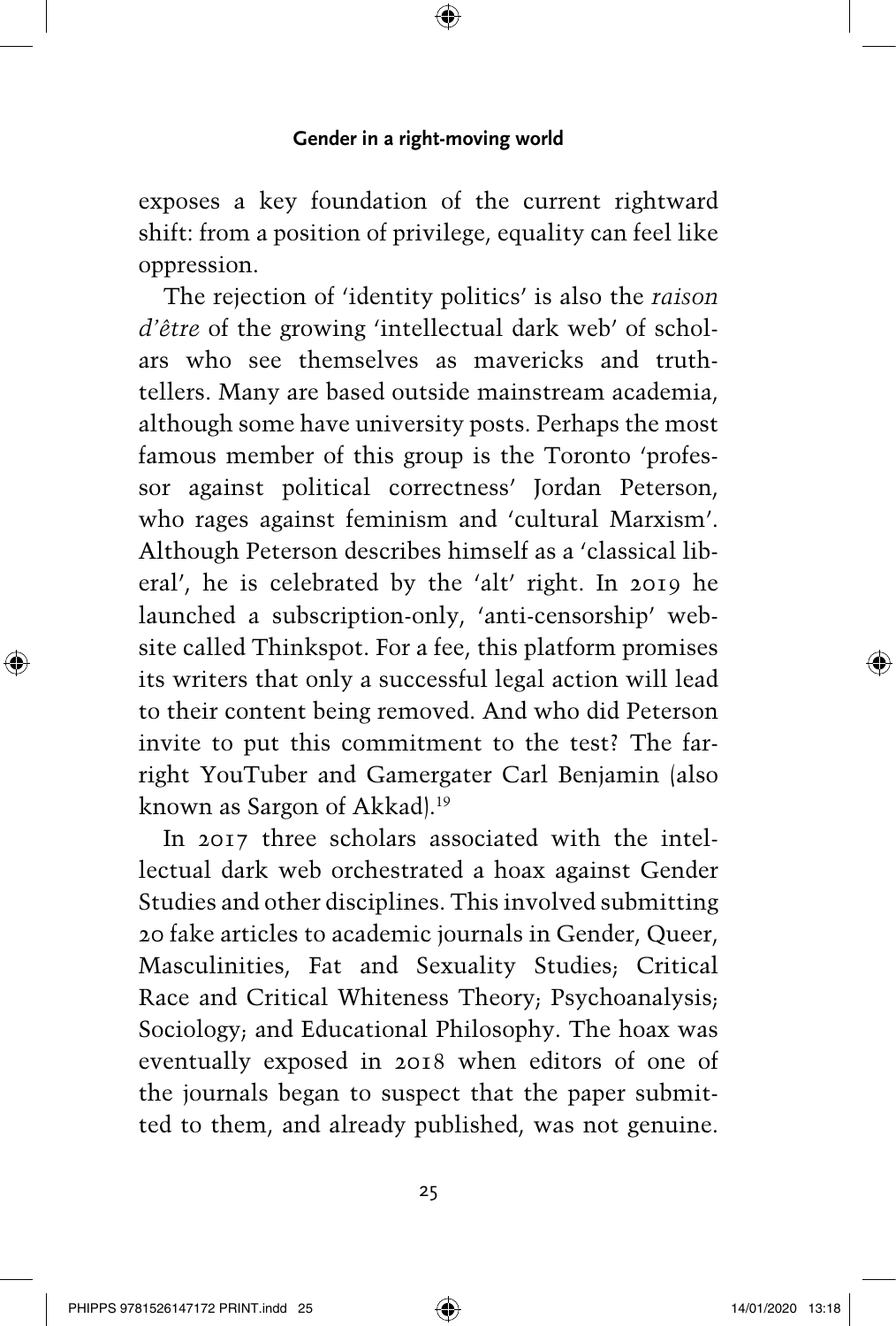exposes a key foundation of the current rightward shift: from a position of privilege, equality can feel like oppression.

The rejection of 'identity politics' is also the *raison d'être* of the growing 'intellectual dark web' of scholars who see themselves as mavericks and truth-tellers. Many are based outside mainstream academia, although some have university posts. Perhaps the most famous member of this group is the Toronto 'professor against political correctness' Jordan Peterson, who rages against feminism and 'cultural Marxism'. Although Peterson describes himself as a 'classical liberal', he is celebrated by the 'alt' right. In 2019 he launched a subscription-only, 'anti-censorship' website called Thinkspot. For a fee, this platform promises its writers that only a successful legal action will lead to their content being removed. And who did Peterson invite to put this commitment to the test? The far-right YouTuber and Gamergater Carl Benjamin (also known as Sargon of Akkad).[19]

In 2017 three scholars associated with the intellectual dark web orchestrated a hoax against Gender Studies and other disciplines. This involved submitting 20 fake articles to academic journals in Gender, Queer, Masculinities, Fat and Sexuality Studies; Critical Race and Critical Whiteness Theory; Psychoanalysis; Sociology; and Educational Philosophy. The hoax was eventually exposed in 2018 when editors of one of the journals began to suspect that the paper submitted to them, and already published, was not genuine.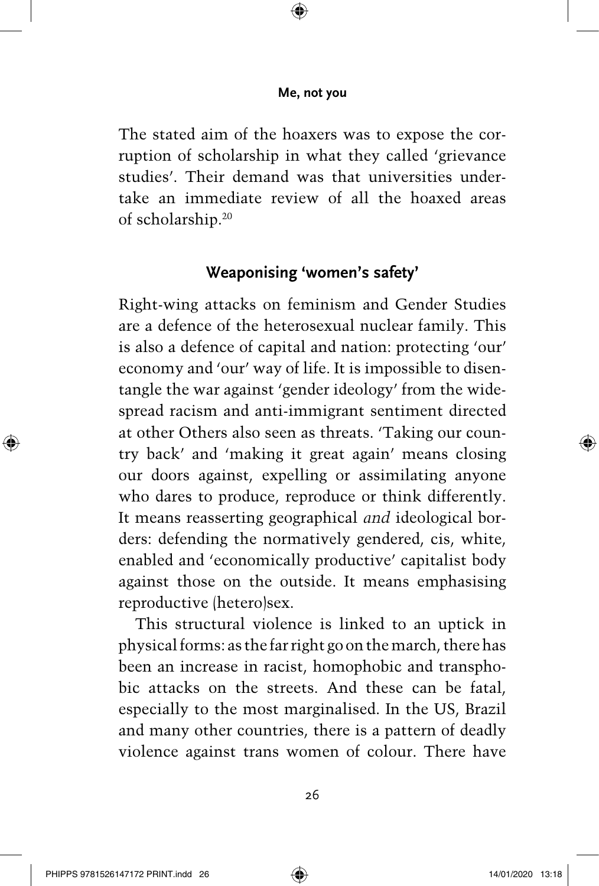The stated aim of the hoaxers was to expose the corruption of scholarship in what they called 'grievance studies'. Their demand was that universities undertake an immediate review of all the hoaxed areas of scholarship.[20]

## Weaponising 'women's safety'

Right-wing attacks on feminism and Gender Studies are a defence of the heterosexual nuclear family. This is also a defence of capital and nation: protecting 'our' economy and 'our' way of life. It is impossible to disentangle the war against 'gender ideology' from the widespread racism and anti-immigrant sentiment directed at other Others also seen as threats. 'Taking our country back' and 'making it great again' means closing our doors against, expelling or assimilating anyone who dares to produce, reproduce or think differently. It means reasserting geographical *and* ideological borders: defending the normatively gendered, cis, white, enabled and 'economically productive' capitalist body against those on the outside. It means emphasising reproductive (hetero)sex.

This structural violence is linked to an uptick in physical forms: as the far right go on the march, there has been an increase in racist, homophobic and transphobic attacks on the streets. And these can be fatal, especially to the most marginalised. In the US, Brazil and many other countries, there is a pattern of deadly violence against trans women of colour. There have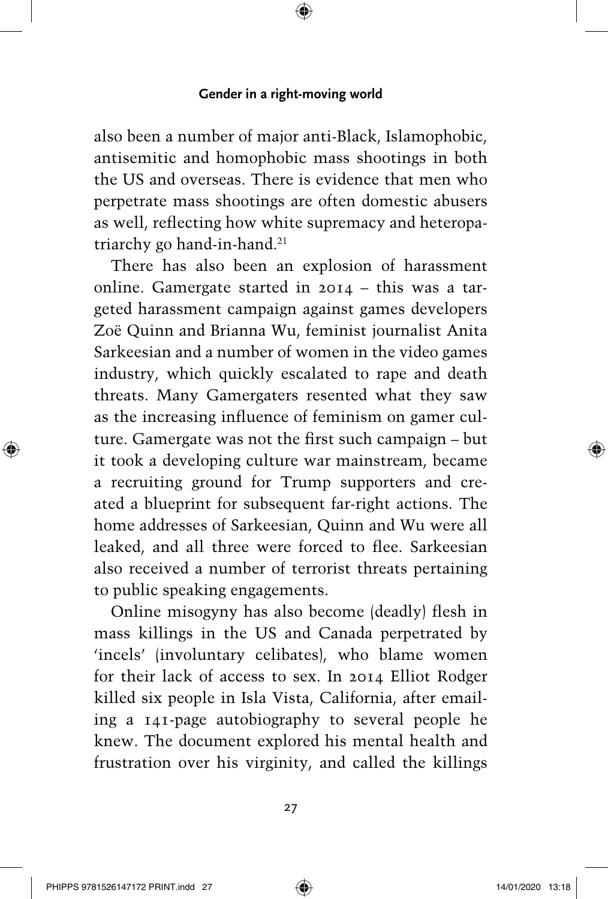also been a number of major anti-Black, Islamophobic, antisemitic and homophobic mass shootings in both the US and overseas. There is evidence that men who perpetrate mass shootings are often domestic abusers as well, reflecting how white supremacy and heteropatriarchy go hand-in-hand.[21]

There has also been an explosion of harassment online. Gamergate started in 2014 – this was a targeted harassment campaign against games developers Zoë Quinn and Brianna Wu, feminist journalist Anita Sarkeesian and a number of women in the video games industry, which quickly escalated to rape and death threats. Many Gamergaters resented what they saw as the increasing influence of feminism on gamer culture. Gamergate was not the first such campaign – but it took a developing culture war mainstream, became a recruiting ground for Trump supporters and created a blueprint for subsequent far-right actions. The home addresses of Sarkeesian, Quinn and Wu were all leaked, and all three were forced to flee. Sarkeesian also received a number of terrorist threats pertaining to public speaking engagements.

Online misogyny has also become (deadly) flesh in mass killings in the US and Canada perpetrated by 'incels' (involuntary celibates), who blame women for their lack of access to sex. In 2014 Elliot Rodger killed six people in Isla Vista, California, after emailing a 141-page autobiography to several people he knew. The document explored his mental health and frustration over his virginity, and called the killings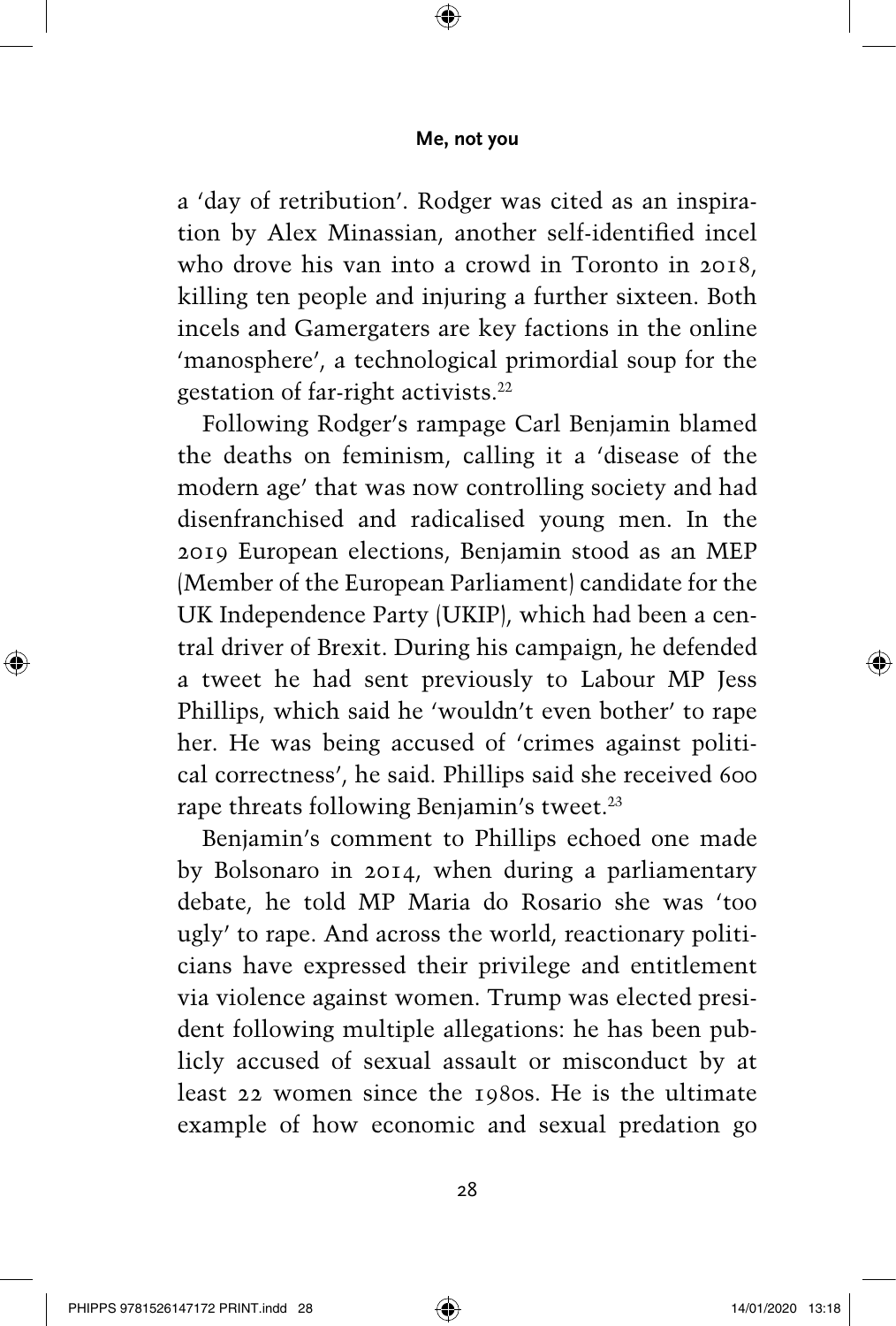a 'day of retribution'. Rodger was cited as an inspiration by Alex Minassian, another self-identified incel who drove his van into a crowd in Toronto in 2018, killing ten people and injuring a further sixteen. Both incels and Gamergaters are key factions in the online 'manosphere', a technological primordial soup for the gestation of far-right activists.[22]

Following Rodger's rampage Carl Benjamin blamed the deaths on feminism, calling it a 'disease of the modern age' that was now controlling society and had disenfranchised and radicalised young men. In the 2019 European elections, Benjamin stood as an MEP (Member of the European Parliament) candidate for the UK Independence Party (UKIP), which had been a central driver of Brexit. During his campaign, he defended a tweet he had sent previously to Labour MP Jess Phillips, which said he 'wouldn't even bother' to rape her. He was being accused of 'crimes against political correctness', he said. Phillips said she received 600 rape threats following Benjamin's tweet.[23]

Benjamin's comment to Phillips echoed one made by Bolsonaro in 2014, when during a parliamentary debate, he told MP Maria do Rosario she was 'too ugly' to rape. And across the world, reactionary politicians have expressed their privilege and entitlement via violence against women. Trump was elected president following multiple allegations: he has been publicly accused of sexual assault or misconduct by at least 22 women since the 1980s. He is the ultimate example of how economic and sexual predation go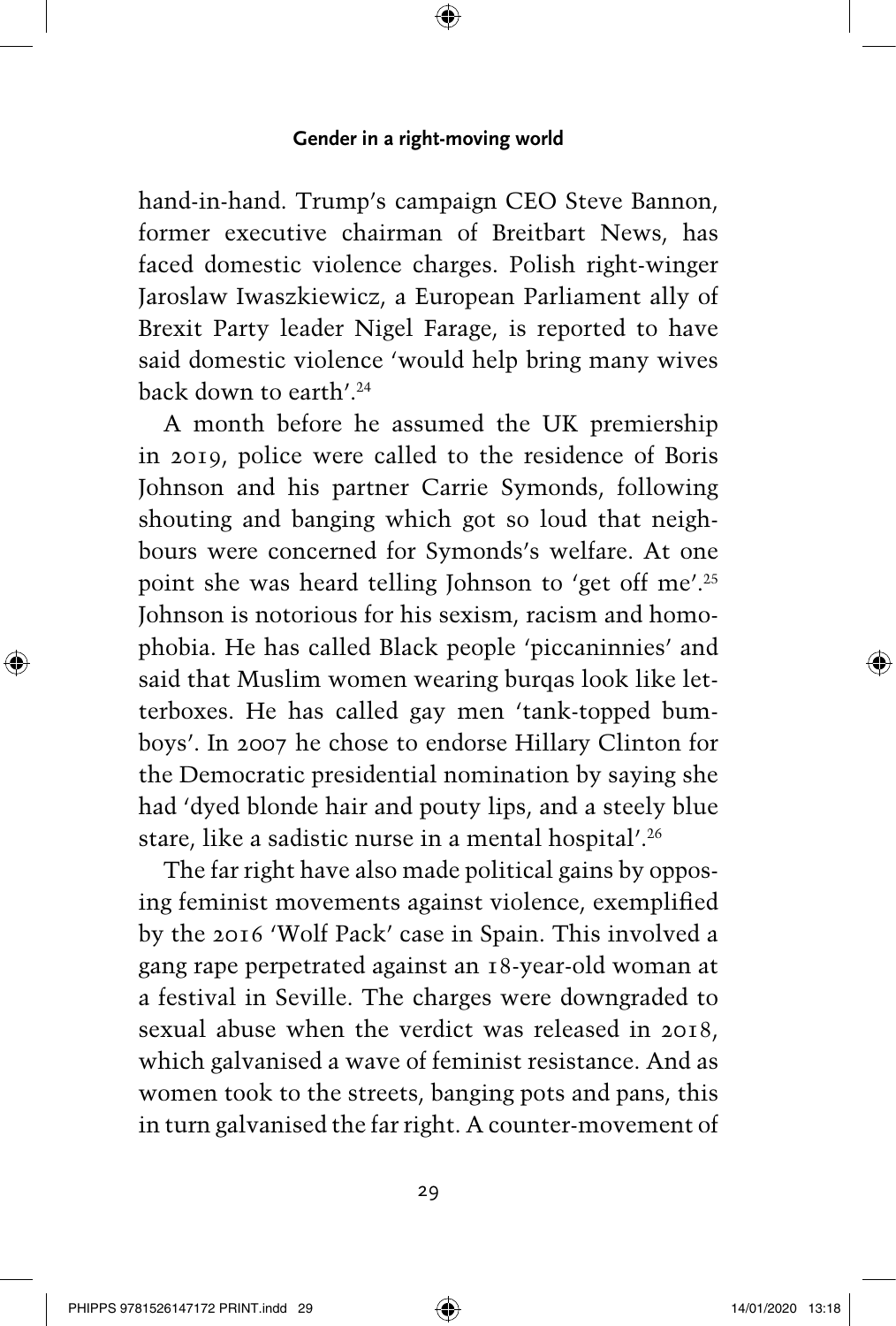hand-in-hand. Trump's campaign CEO Steve Bannon, former executive chairman of Breitbart News, has faced domestic violence charges. Polish right-winger Jaroslaw Iwaszkiewicz, a European Parliament ally of Brexit Party leader Nigel Farage, is reported to have said domestic violence 'would help bring many wives back down to earth'.[24]

A month before he assumed the UK premiership in 2019, police were called to the residence of Boris Johnson and his partner Carrie Symonds, following shouting and banging which got so loud that neighbours were concerned for Symonds's welfare. At one point she was heard telling Johnson to 'get off me'.[25] Johnson is notorious for his sexism, racism and homophobia. He has called Black people 'piccaninnies' and said that Muslim women wearing burqas look like letterboxes. He has called gay men 'tank-topped bumboys'. In 2007 he chose to endorse Hillary Clinton for the Democratic presidential nomination by saying she had 'dyed blonde hair and pouty lips, and a steely blue stare, like a sadistic nurse in a mental hospital'.[26]

The far right have also made political gains by opposing feminist movements against violence, exemplified by the 2016 'Wolf Pack' case in Spain. This involved a gang rape perpetrated against an 18-year-old woman at a festival in Seville. The charges were downgraded to sexual abuse when the verdict was released in 2018, which galvanised a wave of feminist resistance. And as women took to the streets, banging pots and pans, this in turn galvanised the far right. A counter-movement of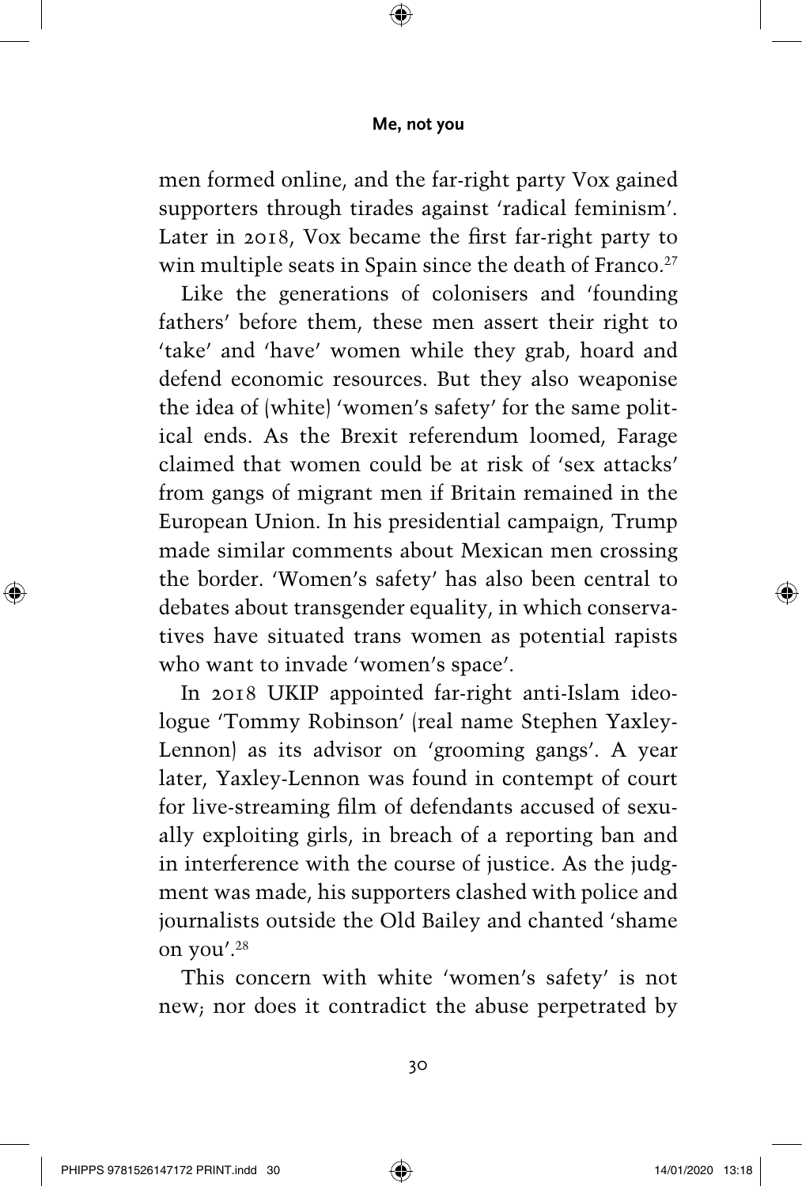men formed online, and the far-right party Vox gained supporters through tirades against 'radical feminism'. Later in 2018, Vox became the first far-right party to win multiple seats in Spain since the death of Franco.[27]

Like the generations of colonisers and 'founding fathers' before them, these men assert their right to 'take' and 'have' women while they grab, hoard and defend economic resources. But they also weaponise the idea of (white) 'women's safety' for the same political ends. As the Brexit referendum loomed, Farage claimed that women could be at risk of 'sex attacks' from gangs of migrant men if Britain remained in the European Union. In his presidential campaign, Trump made similar comments about Mexican men crossing the border. 'Women's safety' has also been central to debates about transgender equality, in which conservatives have situated trans women as potential rapists who want to invade 'women's space'.

In 2018 UKIP appointed far-right anti-Islam ideologue 'Tommy Robinson' (real name Stephen Yaxley-Lennon) as its advisor on 'grooming gangs'. A year later, Yaxley-Lennon was found in contempt of court for live-streaming film of defendants accused of sexually exploiting girls, in breach of a reporting ban and in interference with the course of justice. As the judgment was made, his supporters clashed with police and journalists outside the Old Bailey and chanted 'shame on you'.[28]

This concern with white 'women's safety' is not new; nor does it contradict the abuse perpetrated by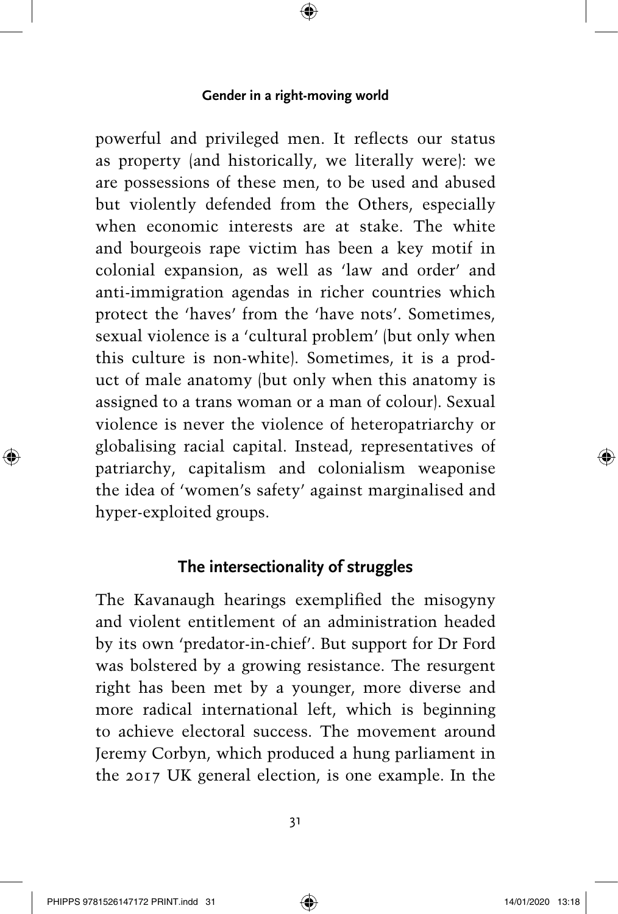powerful and privileged men. It reflects our status as property (and historically, we literally were): we are possessions of these men, to be used and abused but violently defended from the Others, especially when economic interests are at stake. The white and bourgeois rape victim has been a key motif in colonial expansion, as well as 'law and order' and anti-immigration agendas in richer countries which protect the 'haves' from the 'have nots'. Sometimes, sexual violence is a 'cultural problem' (but only when this culture is non-white). Sometimes, it is a product of male anatomy (but only when this anatomy is assigned to a trans woman or a man of colour). Sexual violence is never the violence of heteropatriarchy or globalising racial capital. Instead, representatives of patriarchy, capitalism and colonialism weaponise the idea of 'women's safety' against marginalised and hyper-exploited groups.

## The intersectionality of struggles

The Kavanaugh hearings exemplified the misogyny and violent entitlement of an administration headed by its own 'predator-in-chief'. But support for Dr Ford was bolstered by a growing resistance. The resurgent right has been met by a younger, more diverse and more radical international left, which is beginning to achieve electoral success. The movement around Jeremy Corbyn, which produced a hung parliament in the 2017 UK general election, is one example. In the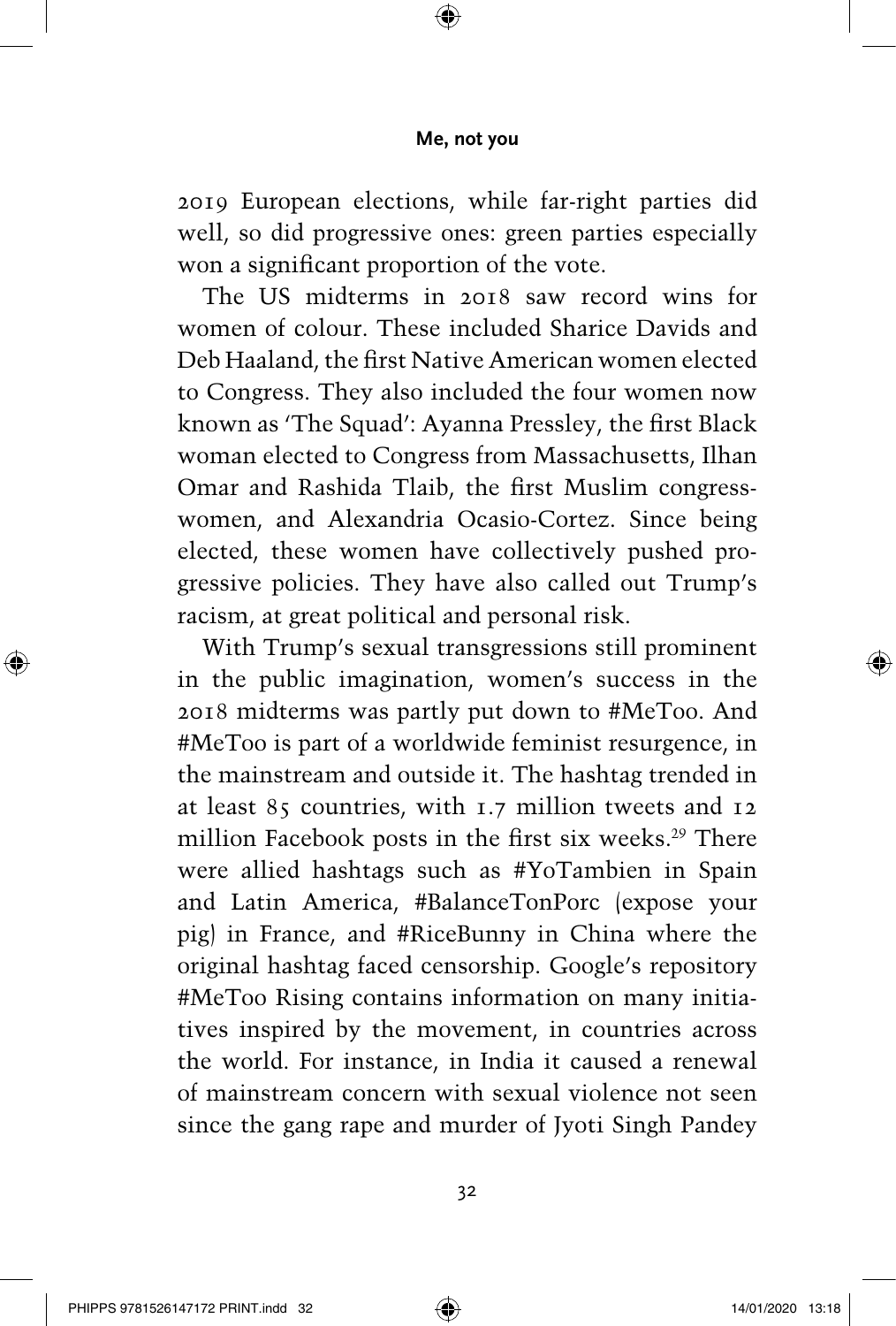2019 European elections, while far-right parties did well, so did progressive ones: green parties especially won a significant proportion of the vote.

The US midterms in 2018 saw record wins for women of colour. These included Sharice Davids and Deb Haaland, the first Native American women elected to Congress. They also included the four women now known as 'The Squad': Ayanna Pressley, the first Black woman elected to Congress from Massachusetts, Ilhan Omar and Rashida Tlaib, the first Muslim congresswomen, and Alexandria Ocasio-Cortez. Since being elected, these women have collectively pushed progressive policies. They have also called out Trump's racism, at great political and personal risk.

With Trump's sexual transgressions still prominent in the public imagination, women's success in the 2018 midterms was partly put down to #MeToo. And #MeToo is part of a worldwide feminist resurgence, in the mainstream and outside it. The hashtag trended in at least 85 countries, with 1.7 million tweets and 12 million Facebook posts in the first six weeks.[29] There were allied hashtags such as #YoTambien in Spain and Latin America, #BalanceTonPorc (expose your pig) in France, and #RiceBunny in China where the original hashtag faced censorship. Google's repository #MeToo Rising contains information on many initiatives inspired by the movement, in countries across the world. For instance, in India it caused a renewal of mainstream concern with sexual violence not seen since the gang rape and murder of Jyoti Singh Pandey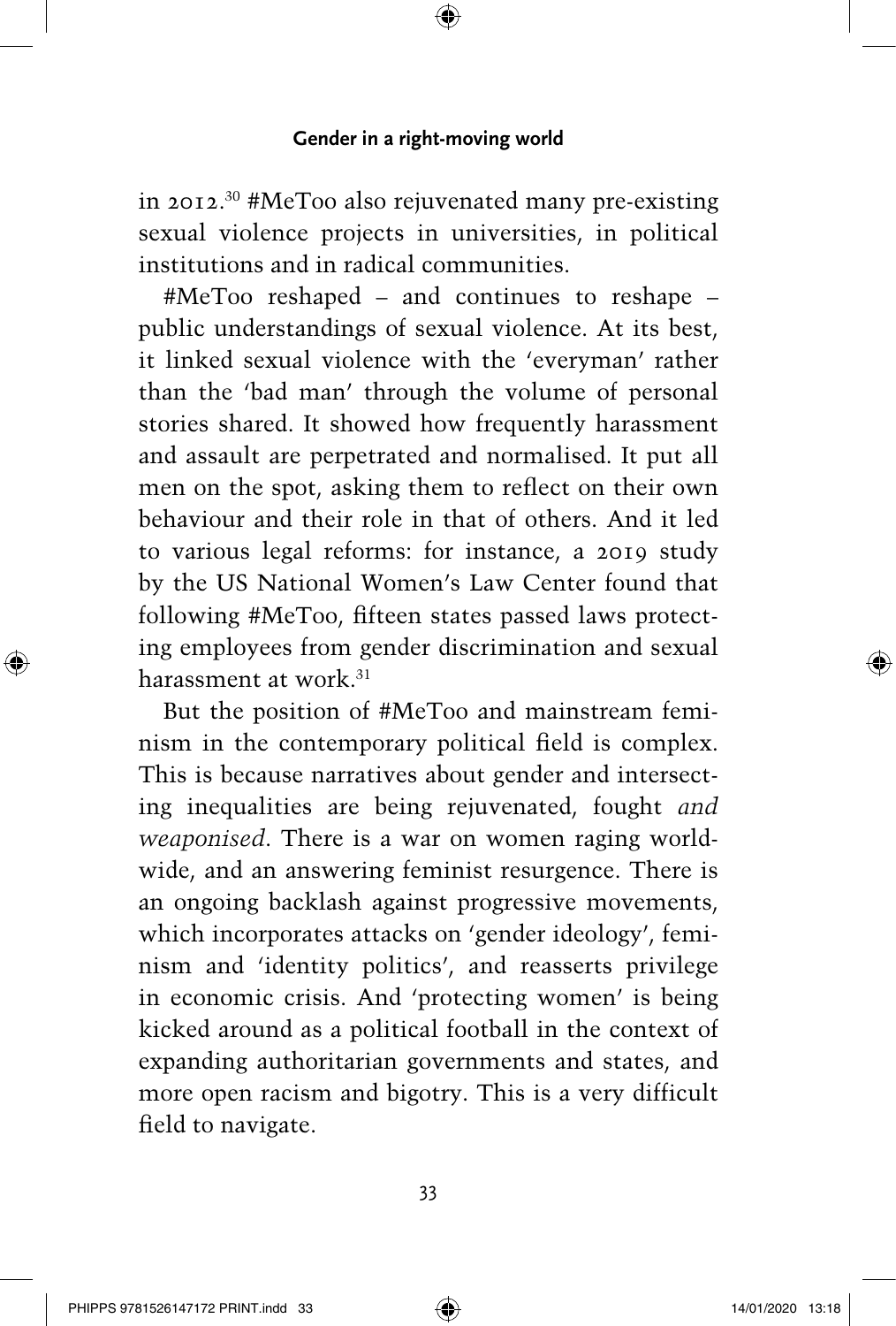in 2012.[30] #MeToo also rejuvenated many pre-existing sexual violence projects in universities, in political institutions and in radical communities.

#MeToo reshaped – and continues to reshape – public understandings of sexual violence. At its best, it linked sexual violence with the 'everyman' rather than the 'bad man' through the volume of personal stories shared. It showed how frequently harassment and assault are perpetrated and normalised. It put all men on the spot, asking them to reflect on their own behaviour and their role in that of others. And it led to various legal reforms: for instance, a 2019 study by the US National Women's Law Center found that following #MeToo, fifteen states passed laws protecting employees from gender discrimination and sexual harassment at work.[31]

But the position of #MeToo and mainstream feminism in the contemporary political field is complex. This is because narratives about gender and intersecting inequalities are being rejuvenated, fought *and weaponised*. There is a war on women raging worldwide, and an answering feminist resurgence. There is an ongoing backlash against progressive movements, which incorporates attacks on 'gender ideology', feminism and 'identity politics', and reasserts privilege in economic crisis. And 'protecting women' is being kicked around as a political football in the context of expanding authoritarian governments and states, and more open racism and bigotry. This is a very difficult field to navigate.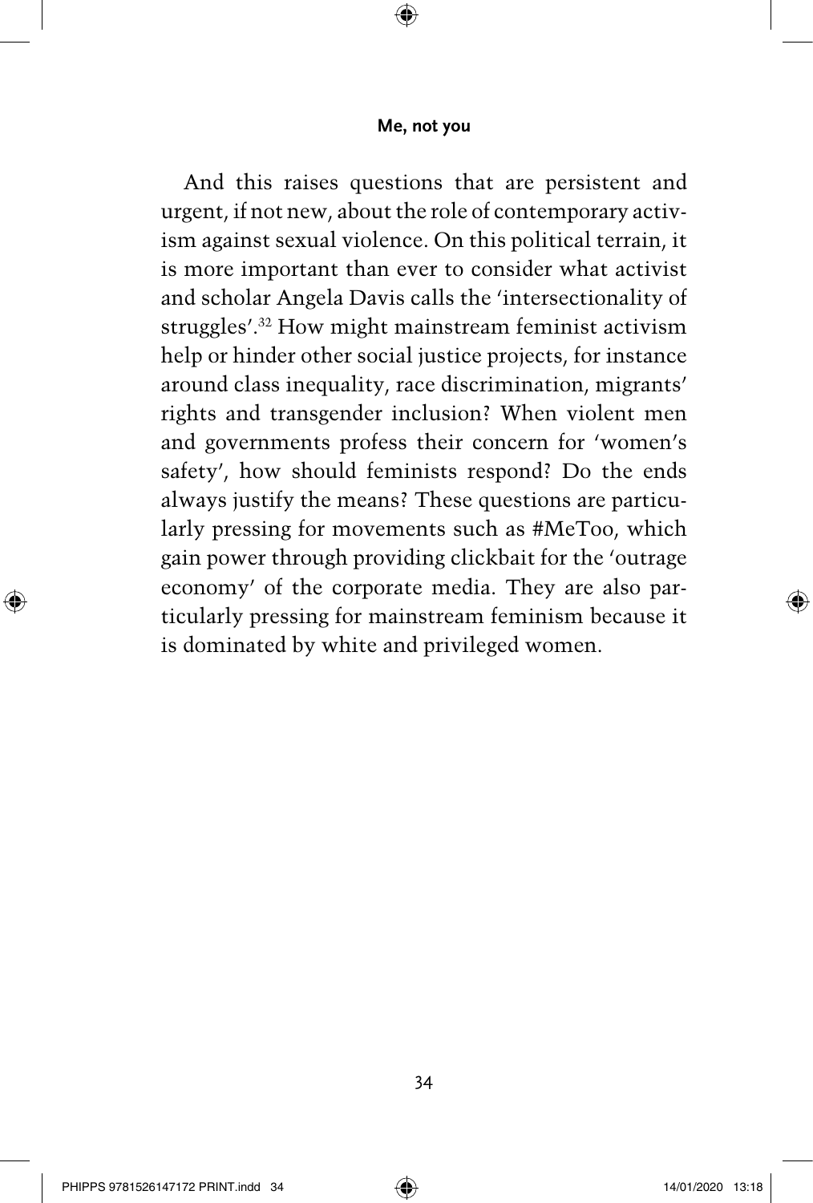And this raises questions that are persistent and urgent, if not new, about the role of contemporary activism against sexual violence. On this political terrain, it is more important than ever to consider what activist and scholar Angela Davis calls the 'intersectionality of struggles'.[32] How might mainstream feminist activism help or hinder other social justice projects, for instance around class inequality, race discrimination, migrants' rights and transgender inclusion? When violent men and governments profess their concern for 'women's safety', how should feminists respond? Do the ends always justify the means? These questions are particularly pressing for movements such as #MeToo, which gain power through providing clickbait for the 'outrage economy' of the corporate media. They are also particularly pressing for mainstream feminism because it is dominated by white and privileged women.